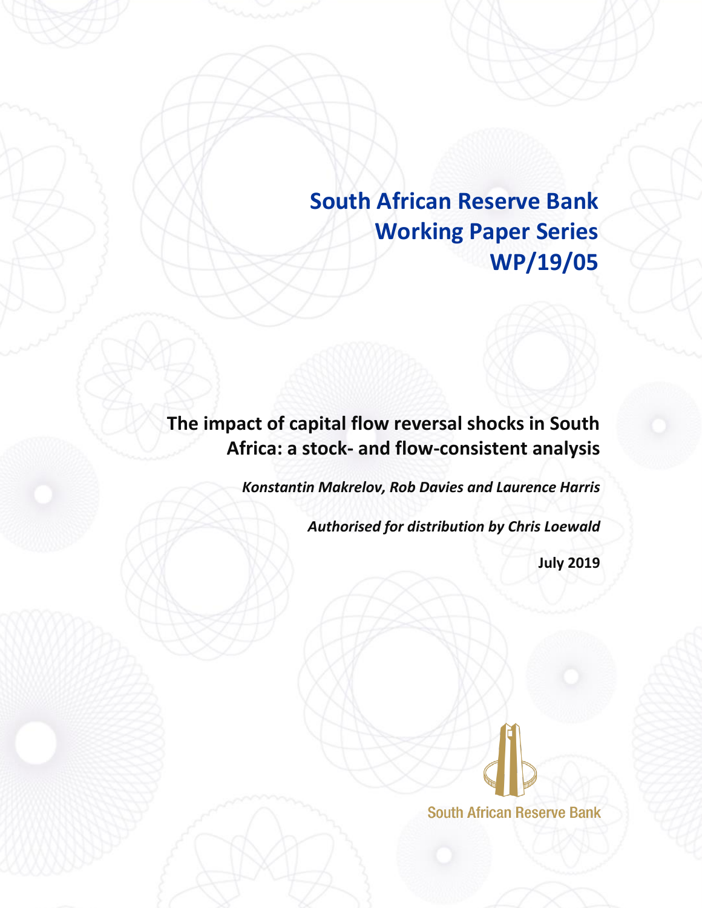# South African Reserve Bank Working Paper Series WP/19/05

## The impact of capital flow reversal shocks in South Africa: a stock- and flow-consistent analysis

*Konstantin Makrelov, Rob Davies and Laurence Harris*

*Authorised for distribution by Chris Loewald*

**July 2019**

South African Reserve Bank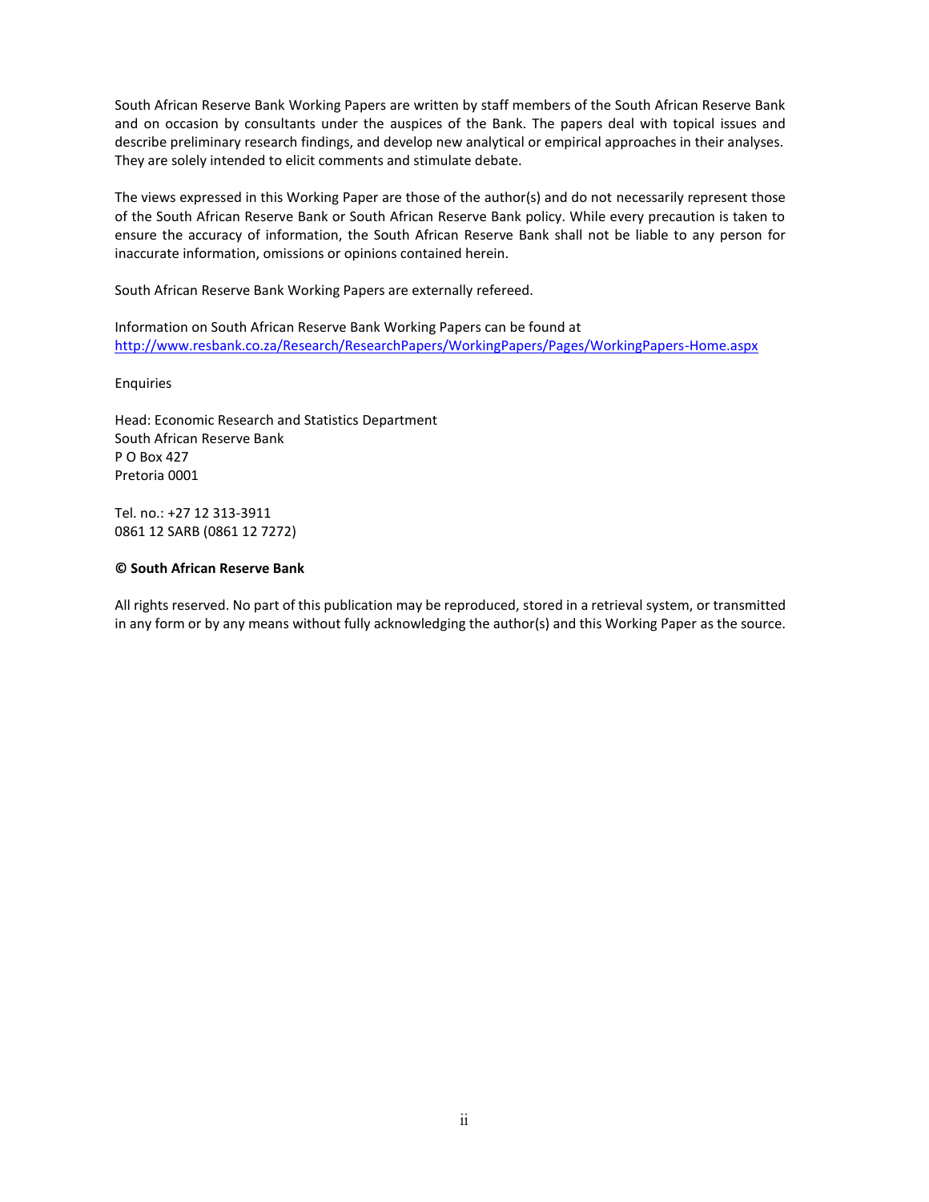South African Reserve Bank Working Papers are written by staff members of the South African Reserve Bank and on occasion by consultants under the auspices of the Bank. The papers deal with topical issues and describe preliminary research findings, and develop new analytical or empirical approaches in their analyses. They are solely intended to elicit comments and stimulate debate.

The views expressed in this Working Paper are those of the author(s) and do not necessarily represent those of the South African Reserve Bank or South African Reserve Bank policy. While every precaution is taken to ensure the accuracy of information, the South African Reserve Bank shall not be liable to any person for inaccurate information, omissions or opinions contained herein.

South African Reserve Bank Working Papers are externally refereed.

Information on South African Reserve Bank Working Papers can be found at
http://www.resbank.co.za/Research/ResearchPapers/WorkingPapers/Pages/WorkingPapers-Home.aspx

Enquiries

Head: Economic Research and Statistics Department
South African Reserve Bank
P O Box 427
Pretoria 0001

Tel. no.: +27 12 313-3911
0861 12 SARB (0861 12 7272)

**© South African Reserve Bank**

All rights reserved. No part of this publication may be reproduced, stored in a retrieval system, or transmitted in any form or by any means without fully acknowledging the author(s) and this Working Paper as the source.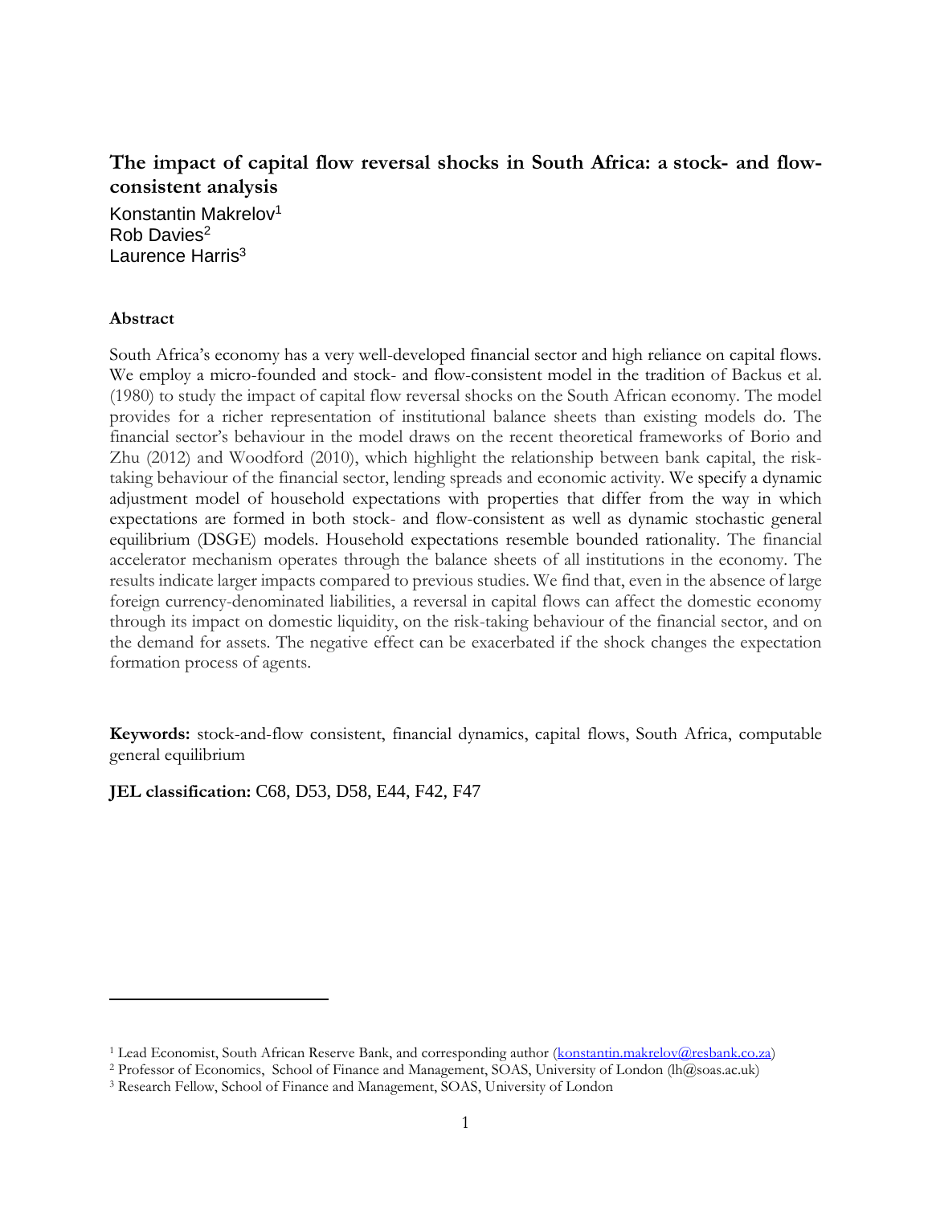# The impact of capital flow reversal shocks in South Africa: a stock- and flow-consistent analysis

Konstantin Makrelov[1]
Rob Davies[2]
Laurence Harris[3]

### Abstract

South Africa's economy has a very well-developed financial sector and high reliance on capital flows. We employ a micro-founded and stock- and flow-consistent model in the tradition of Backus et al. (1980) to study the impact of capital flow reversal shocks on the South African economy. The model provides for a richer representation of institutional balance sheets than existing models do. The financial sector's behaviour in the model draws on the recent theoretical frameworks of Borio and Zhu (2012) and Woodford (2010), which highlight the relationship between bank capital, the risk-taking behaviour of the financial sector, lending spreads and economic activity. We specify a dynamic adjustment model of household expectations with properties that differ from the way in which expectations are formed in both stock- and flow-consistent as well as dynamic stochastic general equilibrium (DSGE) models. Household expectations resemble bounded rationality. The financial accelerator mechanism operates through the balance sheets of all institutions in the economy. The results indicate larger impacts compared to previous studies. We find that, even in the absence of large foreign currency-denominated liabilities, a reversal in capital flows can affect the domestic economy through its impact on domestic liquidity, on the risk-taking behaviour of the financial sector, and on the demand for assets. The negative effect can be exacerbated if the shock changes the expectation formation process of agents.

**Keywords:** stock-and-flow consistent, financial dynamics, capital flows, South Africa, computable general equilibrium

**JEL classification:** C68, D53, D58, E44, F42, F47

---

[1] Lead Economist, South African Reserve Bank, and corresponding author (konstantin.makrelov@resbank.co.za)

[2] Professor of Economics, School of Finance and Management, SOAS, University of London (lh@soas.ac.uk)

[3] Research Fellow, School of Finance and Management, SOAS, University of London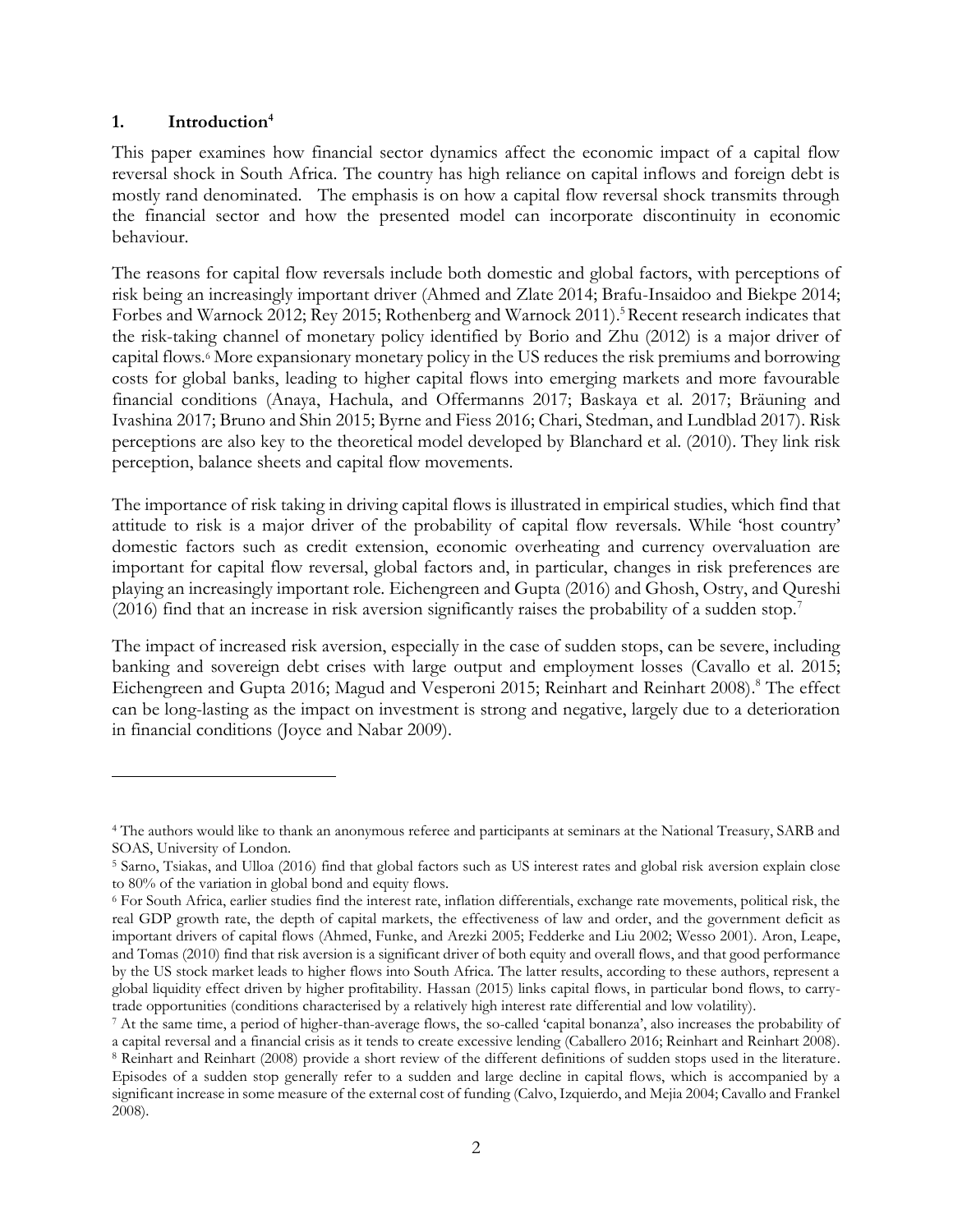## 1. Introduction[4]

This paper examines how financial sector dynamics affect the economic impact of a capital flow reversal shock in South Africa. The country has high reliance on capital inflows and foreign debt is mostly rand denominated. The emphasis is on how a capital flow reversal shock transmits through the financial sector and how the presented model can incorporate discontinuity in economic behaviour.

The reasons for capital flow reversals include both domestic and global factors, with perceptions of risk being an increasingly important driver (Ahmed and Zlate 2014; Brafu-Insaidoo and Biekpe 2014; Forbes and Warnock 2012; Rey 2015; Rothenberg and Warnock 2011).[5] Recent research indicates that the risk-taking channel of monetary policy identified by Borio and Zhu (2012) is a major driver of capital flows.[6] More expansionary monetary policy in the US reduces the risk premiums and borrowing costs for global banks, leading to higher capital flows into emerging markets and more favourable financial conditions (Anaya, Hachula, and Offermanns 2017; Baskaya et al. 2017; Bräuning and Ivashina 2017; Bruno and Shin 2015; Byrne and Fiess 2016; Chari, Stedman, and Lundblad 2017). Risk perceptions are also key to the theoretical model developed by Blanchard et al. (2010). They link risk perception, balance sheets and capital flow movements.

The importance of risk taking in driving capital flows is illustrated in empirical studies, which find that attitude to risk is a major driver of the probability of capital flow reversals. While 'host country' domestic factors such as credit extension, economic overheating and currency overvaluation are important for capital flow reversal, global factors and, in particular, changes in risk preferences are playing an increasingly important role. Eichengreen and Gupta (2016) and Ghosh, Ostry, and Qureshi (2016) find that an increase in risk aversion significantly raises the probability of a sudden stop.[7]

The impact of increased risk aversion, especially in the case of sudden stops, can be severe, including banking and sovereign debt crises with large output and employment losses (Cavallo et al. 2015; Eichengreen and Gupta 2016; Magud and Vesperoni 2015; Reinhart and Reinhart 2008).[8] The effect can be long-lasting as the impact on investment is strong and negative, largely due to a deterioration in financial conditions (Joyce and Nabar 2009).

---

[4] The authors would like to thank an anonymous referee and participants at seminars at the National Treasury, SARB and SOAS, University of London.

[5] Sarno, Tsiakas, and Ulloa (2016) find that global factors such as US interest rates and global risk aversion explain close to 80% of the variation in global bond and equity flows.

[6] For South Africa, earlier studies find the interest rate, inflation differentials, exchange rate movements, political risk, the real GDP growth rate, the depth of capital markets, the effectiveness of law and order, and the government deficit as important drivers of capital flows (Ahmed, Funke, and Arezki 2005; Fedderke and Liu 2002; Wesso 2001). Aron, Leape, and Tomas (2010) find that risk aversion is a significant driver of both equity and overall flows, and that good performance by the US stock market leads to higher flows into South Africa. The latter results, according to these authors, represent a global liquidity effect driven by higher profitability. Hassan (2015) links capital flows, in particular bond flows, to carry-trade opportunities (conditions characterised by a relatively high interest rate differential and low volatility).

[7] At the same time, a period of higher-than-average flows, the so-called 'capital bonanza', also increases the probability of a capital reversal and a financial crisis as it tends to create excessive lending (Caballero 2016; Reinhart and Reinhart 2008).

[8] Reinhart and Reinhart (2008) provide a short review of the different definitions of sudden stops used in the literature. Episodes of a sudden stop generally refer to a sudden and large decline in capital flows, which is accompanied by a significant increase in some measure of the external cost of funding (Calvo, Izquierdo, and Mejia 2004; Cavallo and Frankel 2008).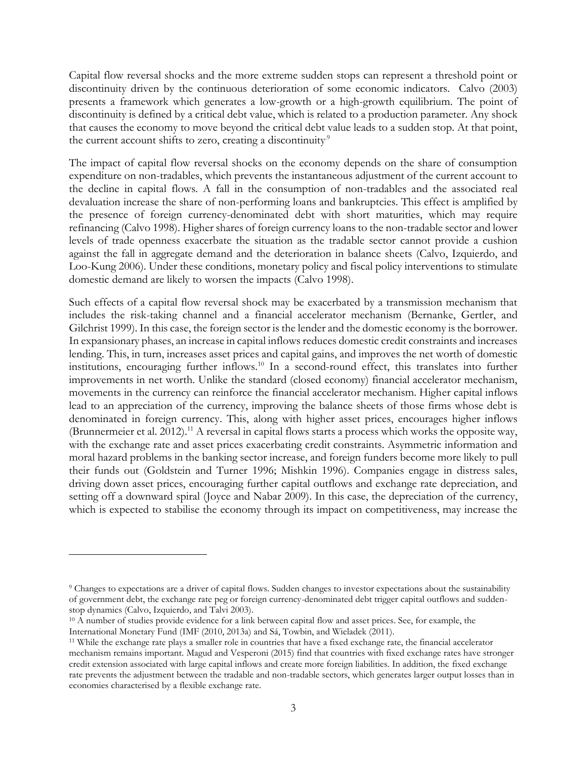Capital flow reversal shocks and the more extreme sudden stops can represent a threshold point or discontinuity driven by the continuous deterioration of some economic indicators. Calvo (2003) presents a framework which generates a low-growth or a high-growth equilibrium. The point of discontinuity is defined by a critical debt value, which is related to a production parameter. Any shock that causes the economy to move beyond the critical debt value leads to a sudden stop. At that point, the current account shifts to zero, creating a discontinuity[9]

The impact of capital flow reversal shocks on the economy depends on the share of consumption expenditure on non-tradables, which prevents the instantaneous adjustment of the current account to the decline in capital flows. A fall in the consumption of non-tradables and the associated real devaluation increase the share of non-performing loans and bankruptcies. This effect is amplified by the presence of foreign currency-denominated debt with short maturities, which may require refinancing (Calvo 1998). Higher shares of foreign currency loans to the non-tradable sector and lower levels of trade openness exacerbate the situation as the tradable sector cannot provide a cushion against the fall in aggregate demand and the deterioration in balance sheets (Calvo, Izquierdo, and Loo-Kung 2006). Under these conditions, monetary policy and fiscal policy interventions to stimulate domestic demand are likely to worsen the impacts (Calvo 1998).

Such effects of a capital flow reversal shock may be exacerbated by a transmission mechanism that includes the risk-taking channel and a financial accelerator mechanism (Bernanke, Gertler, and Gilchrist 1999). In this case, the foreign sector is the lender and the domestic economy is the borrower. In expansionary phases, an increase in capital inflows reduces domestic credit constraints and increases lending. This, in turn, increases asset prices and capital gains, and improves the net worth of domestic institutions, encouraging further inflows.[10] In a second-round effect, this translates into further improvements in net worth. Unlike the standard (closed economy) financial accelerator mechanism, movements in the currency can reinforce the financial accelerator mechanism. Higher capital inflows lead to an appreciation of the currency, improving the balance sheets of those firms whose debt is denominated in foreign currency. This, along with higher asset prices, encourages higher inflows (Brunnermeier et al. 2012).[11] A reversal in capital flows starts a process which works the opposite way, with the exchange rate and asset prices exacerbating credit constraints. Asymmetric information and moral hazard problems in the banking sector increase, and foreign funders become more likely to pull their funds out (Goldstein and Turner 1996; Mishkin 1996). Companies engage in distress sales, driving down asset prices, encouraging further capital outflows and exchange rate depreciation, and setting off a downward spiral (Joyce and Nabar 2009). In this case, the depreciation of the currency, which is expected to stabilise the economy through its impact on competitiveness, may increase the

[9] Changes to expectations are a driver of capital flows. Sudden changes to investor expectations about the sustainability of government debt, the exchange rate peg or foreign currency-denominated debt trigger capital outflows and sudden-stop dynamics (Calvo, Izquierdo, and Talvi 2003).

[10] A number of studies provide evidence for a link between capital flow and asset prices. See, for example, the International Monetary Fund (IMF (2010, 2013a) and Sá, Towbin, and Wieladek (2011).

[11] While the exchange rate plays a smaller role in countries that have a fixed exchange rate, the financial accelerator mechanism remains important. Magud and Vesperoni (2015) find that countries with fixed exchange rates have stronger credit extension associated with large capital inflows and create more foreign liabilities. In addition, the fixed exchange rate prevents the adjustment between the tradable and non-tradable sectors, which generates larger output losses than in economies characterised by a flexible exchange rate.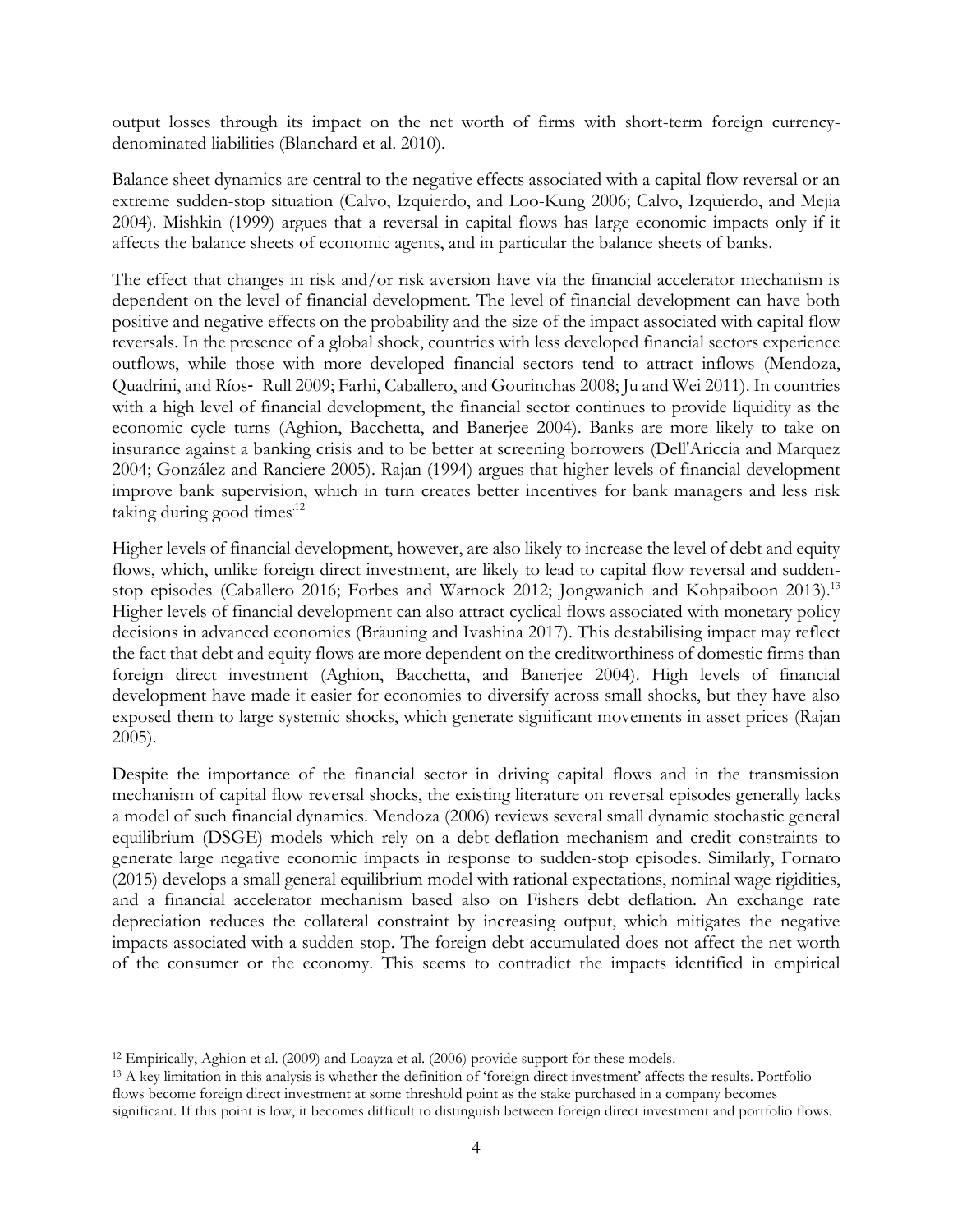output losses through its impact on the net worth of firms with short-term foreign currency-denominated liabilities (Blanchard et al. 2010).

Balance sheet dynamics are central to the negative effects associated with a capital flow reversal or an extreme sudden-stop situation (Calvo, Izquierdo, and Loo-Kung 2006; Calvo, Izquierdo, and Mejia 2004). Mishkin (1999) argues that a reversal in capital flows has large economic impacts only if it affects the balance sheets of economic agents, and in particular the balance sheets of banks.

The effect that changes in risk and/or risk aversion have via the financial accelerator mechanism is dependent on the level of financial development. The level of financial development can have both positive and negative effects on the probability and the size of the impact associated with capital flow reversals. In the presence of a global shock, countries with less developed financial sectors experience outflows, while those with more developed financial sectors tend to attract inflows (Mendoza, Quadrini, and Ríos- Rull 2009; Farhi, Caballero, and Gourinchas 2008; Ju and Wei 2011). In countries with a high level of financial development, the financial sector continues to provide liquidity as the economic cycle turns (Aghion, Bacchetta, and Banerjee 2004). Banks are more likely to take on insurance against a banking crisis and to be better at screening borrowers (Dell'Ariccia and Marquez 2004; González and Ranciere 2005). Rajan (1994) argues that higher levels of financial development improve bank supervision, which in turn creates better incentives for bank managers and less risk taking during good times[12]

Higher levels of financial development, however, are also likely to increase the level of debt and equity flows, which, unlike foreign direct investment, are likely to lead to capital flow reversal and sudden-stop episodes (Caballero 2016; Forbes and Warnock 2012; Jongwanich and Kohpaiboon 2013).[13] Higher levels of financial development can also attract cyclical flows associated with monetary policy decisions in advanced economies (Bräuning and Ivashina 2017). This destabilising impact may reflect the fact that debt and equity flows are more dependent on the creditworthiness of domestic firms than foreign direct investment (Aghion, Bacchetta, and Banerjee 2004). High levels of financial development have made it easier for economies to diversify across small shocks, but they have also exposed them to large systemic shocks, which generate significant movements in asset prices (Rajan 2005).

Despite the importance of the financial sector in driving capital flows and in the transmission mechanism of capital flow reversal shocks, the existing literature on reversal episodes generally lacks a model of such financial dynamics. Mendoza (2006) reviews several small dynamic stochastic general equilibrium (DSGE) models which rely on a debt-deflation mechanism and credit constraints to generate large negative economic impacts in response to sudden-stop episodes. Similarly, Fornaro (2015) develops a small general equilibrium model with rational expectations, nominal wage rigidities, and a financial accelerator mechanism based also on Fishers debt deflation. An exchange rate depreciation reduces the collateral constraint by increasing output, which mitigates the negative impacts associated with a sudden stop. The foreign debt accumulated does not affect the net worth of the consumer or the economy. This seems to contradict the impacts identified in empirical

---

[12] Empirically, Aghion et al. (2009) and Loayza et al. (2006) provide support for these models.

[13] A key limitation in this analysis is whether the definition of 'foreign direct investment' affects the results. Portfolio flows become foreign direct investment at some threshold point as the stake purchased in a company becomes significant. If this point is low, it becomes difficult to distinguish between foreign direct investment and portfolio flows.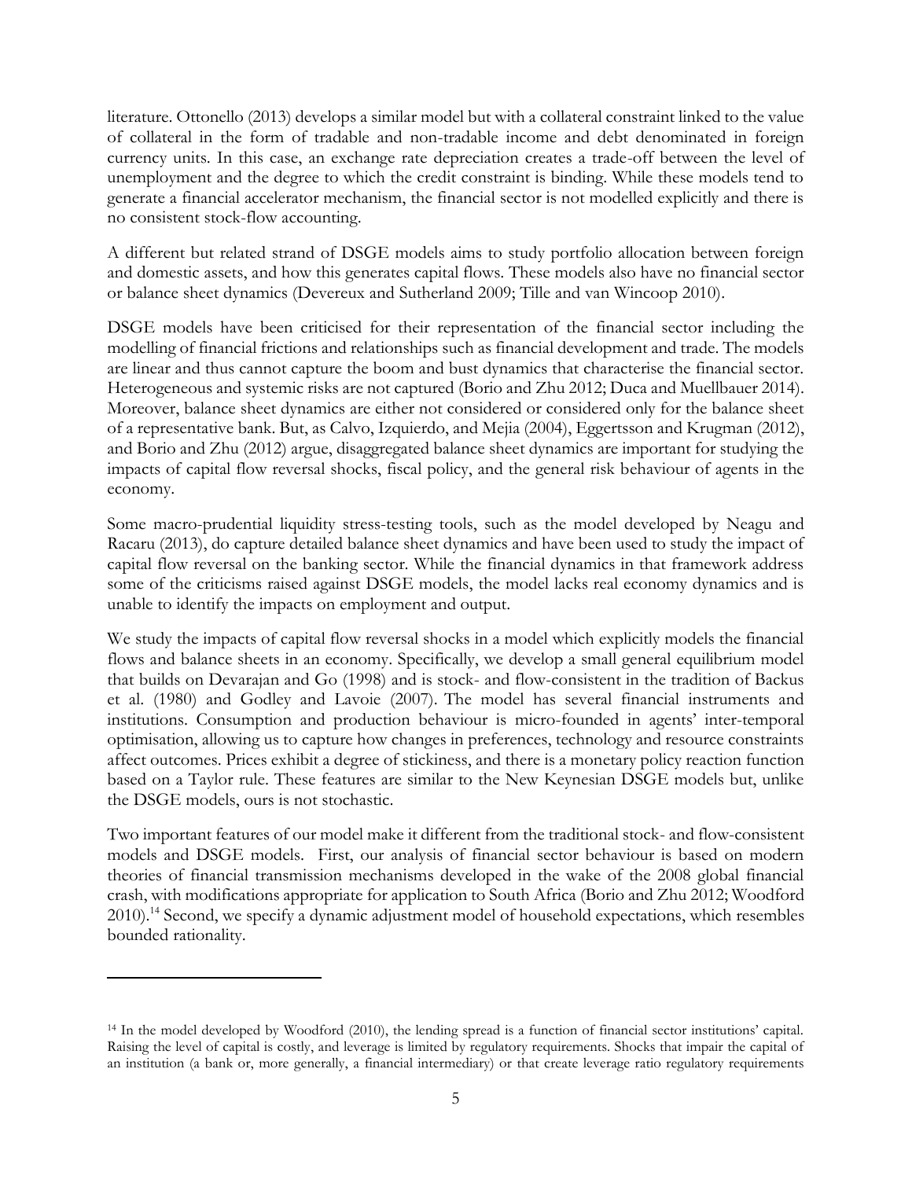literature. Ottonello (2013) develops a similar model but with a collateral constraint linked to the value of collateral in the form of tradable and non-tradable income and debt denominated in foreign currency units. In this case, an exchange rate depreciation creates a trade-off between the level of unemployment and the degree to which the credit constraint is binding. While these models tend to generate a financial accelerator mechanism, the financial sector is not modelled explicitly and there is no consistent stock-flow accounting.

A different but related strand of DSGE models aims to study portfolio allocation between foreign and domestic assets, and how this generates capital flows. These models also have no financial sector or balance sheet dynamics (Devereux and Sutherland 2009; Tille and van Wincoop 2010).

DSGE models have been criticised for their representation of the financial sector including the modelling of financial frictions and relationships such as financial development and trade. The models are linear and thus cannot capture the boom and bust dynamics that characterise the financial sector. Heterogeneous and systemic risks are not captured (Borio and Zhu 2012; Duca and Muellbauer 2014). Moreover, balance sheet dynamics are either not considered or considered only for the balance sheet of a representative bank. But, as Calvo, Izquierdo, and Mejia (2004), Eggertsson and Krugman (2012), and Borio and Zhu (2012) argue, disaggregated balance sheet dynamics are important for studying the impacts of capital flow reversal shocks, fiscal policy, and the general risk behaviour of agents in the economy.

Some macro-prudential liquidity stress-testing tools, such as the model developed by Neagu and Racaru (2013), do capture detailed balance sheet dynamics and have been used to study the impact of capital flow reversal on the banking sector. While the financial dynamics in that framework address some of the criticisms raised against DSGE models, the model lacks real economy dynamics and is unable to identify the impacts on employment and output.

We study the impacts of capital flow reversal shocks in a model which explicitly models the financial flows and balance sheets in an economy. Specifically, we develop a small general equilibrium model that builds on Devarajan and Go (1998) and is stock- and flow-consistent in the tradition of Backus et al. (1980) and Godley and Lavoie (2007). The model has several financial instruments and institutions. Consumption and production behaviour is micro-founded in agents' inter-temporal optimisation, allowing us to capture how changes in preferences, technology and resource constraints affect outcomes. Prices exhibit a degree of stickiness, and there is a monetary policy reaction function based on a Taylor rule. These features are similar to the New Keynesian DSGE models but, unlike the DSGE models, ours is not stochastic.

Two important features of our model make it different from the traditional stock- and flow-consistent models and DSGE models. First, our analysis of financial sector behaviour is based on modern theories of financial transmission mechanisms developed in the wake of the 2008 global financial crash, with modifications appropriate for application to South Africa (Borio and Zhu 2012; Woodford 2010).[14] Second, we specify a dynamic adjustment model of household expectations, which resembles bounded rationality.

[14] In the model developed by Woodford (2010), the lending spread is a function of financial sector institutions' capital. Raising the level of capital is costly, and leverage is limited by regulatory requirements. Shocks that impair the capital of an institution (a bank or, more generally, a financial intermediary) or that create leverage ratio regulatory requirements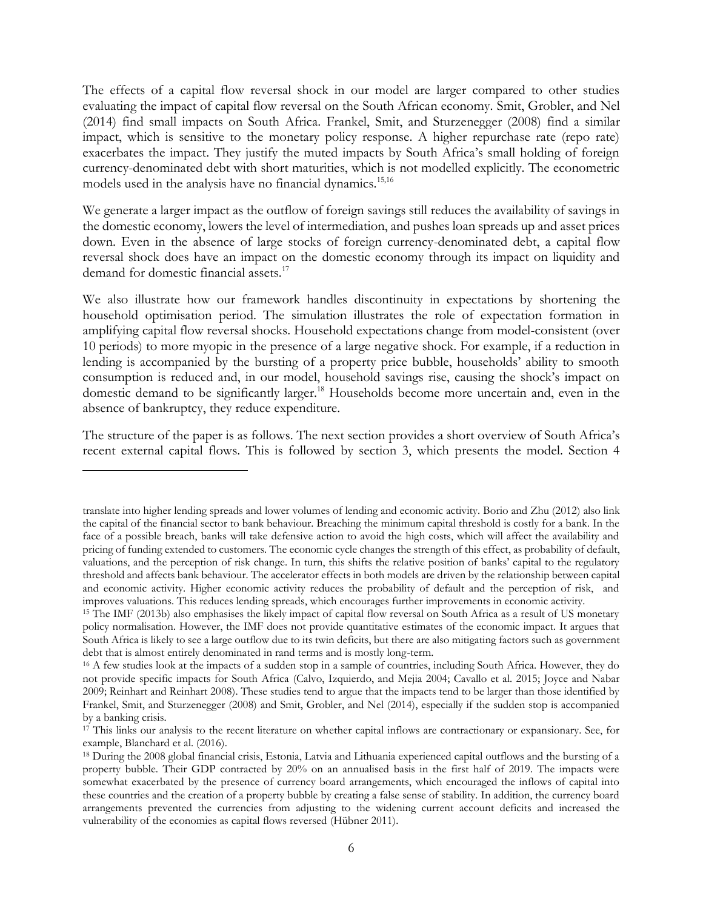The effects of a capital flow reversal shock in our model are larger compared to other studies evaluating the impact of capital flow reversal on the South African economy. Smit, Grobler, and Nel (2014) find small impacts on South Africa. Frankel, Smit, and Sturzenegger (2008) find a similar impact, which is sensitive to the monetary policy response. A higher repurchase rate (repo rate) exacerbates the impact. They justify the muted impacts by South Africa's small holding of foreign currency-denominated debt with short maturities, which is not modelled explicitly. The econometric models used in the analysis have no financial dynamics.[15,16]

We generate a larger impact as the outflow of foreign savings still reduces the availability of savings in the domestic economy, lowers the level of intermediation, and pushes loan spreads up and asset prices down. Even in the absence of large stocks of foreign currency-denominated debt, a capital flow reversal shock does have an impact on the domestic economy through its impact on liquidity and demand for domestic financial assets.[17]

We also illustrate how our framework handles discontinuity in expectations by shortening the household optimisation period. The simulation illustrates the role of expectation formation in amplifying capital flow reversal shocks. Household expectations change from model-consistent (over 10 periods) to more myopic in the presence of a large negative shock. For example, if a reduction in lending is accompanied by the bursting of a property price bubble, households' ability to smooth consumption is reduced and, in our model, household savings rise, causing the shock's impact on domestic demand to be significantly larger.[18] Households become more uncertain and, even in the absence of bankruptcy, they reduce expenditure.

The structure of the paper is as follows. The next section provides a short overview of South Africa's recent external capital flows. This is followed by section 3, which presents the model. Section 4

---

translate into higher lending spreads and lower volumes of lending and economic activity. Borio and Zhu (2012) also link the capital of the financial sector to bank behaviour. Breaching the minimum capital threshold is costly for a bank. In the face of a possible breach, banks will take defensive action to avoid the high costs, which will affect the availability and pricing of funding extended to customers. The economic cycle changes the strength of this effect, as probability of default, valuations, and the perception of risk change. In turn, this shifts the relative position of banks' capital to the regulatory threshold and affects bank behaviour. The accelerator effects in both models are driven by the relationship between capital and economic activity. Higher economic activity reduces the probability of default and the perception of risk, and improves valuations. This reduces lending spreads, which encourages further improvements in economic activity.

[15] The IMF (2013b) also emphasises the likely impact of capital flow reversal on South Africa as a result of US monetary policy normalisation. However, the IMF does not provide quantitative estimates of the economic impact. It argues that South Africa is likely to see a large outflow due to its twin deficits, but there are also mitigating factors such as government debt that is almost entirely denominated in rand terms and is mostly long-term.

[16] A few studies look at the impacts of a sudden stop in a sample of countries, including South Africa. However, they do not provide specific impacts for South Africa (Calvo, Izquierdo, and Mejia 2004; Cavallo et al. 2015; Joyce and Nabar 2009; Reinhart and Reinhart 2008). These studies tend to argue that the impacts tend to be larger than those identified by Frankel, Smit, and Sturzenegger (2008) and Smit, Grobler, and Nel (2014), especially if the sudden stop is accompanied by a banking crisis.

[17] This links our analysis to the recent literature on whether capital inflows are contractionary or expansionary. See, for example, Blanchard et al. (2016).

[18] During the 2008 global financial crisis, Estonia, Latvia and Lithuania experienced capital outflows and the bursting of a property bubble. Their GDP contracted by 20% on an annualised basis in the first half of 2019. The impacts were somewhat exacerbated by the presence of currency board arrangements, which encouraged the inflows of capital into these countries and the creation of a property bubble by creating a false sense of stability. In addition, the currency board arrangements prevented the currencies from adjusting to the widening current account deficits and increased the vulnerability of the economies as capital flows reversed (Hübner 2011).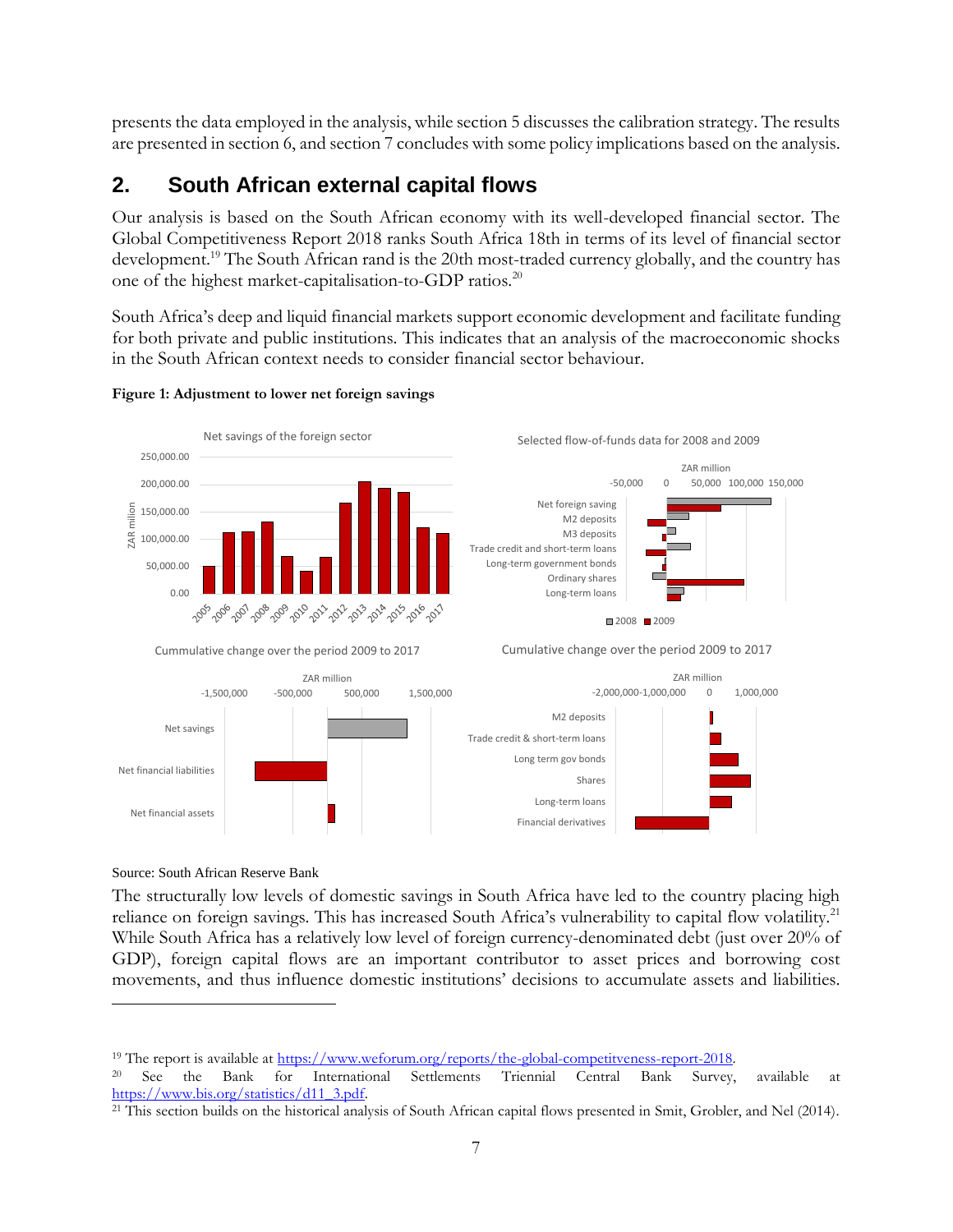presents the data employed in the analysis, while section 5 discusses the calibration strategy. The results are presented in section 6, and section 7 concludes with some policy implications based on the analysis.

## 2. South African external capital flows

Our analysis is based on the South African economy with its well-developed financial sector. The Global Competitiveness Report 2018 ranks South Africa 18th in terms of its level of financial sector development.[19] The South African rand is the 20th most-traded currency globally, and the country has one of the highest market-capitalisation-to-GDP ratios.[20]

South Africa's deep and liquid financial markets support economic development and facilitate funding for both private and public institutions. This indicates that an analysis of the macroeconomic shocks in the South African context needs to consider financial sector behaviour.

**Figure 1: Adjustment to lower net foreign savings**

Source: South African Reserve Bank

The structurally low levels of domestic savings in South Africa have led to the country placing high reliance on foreign savings. This has increased South Africa's vulnerability to capital flow volatility.[21] While South Africa has a relatively low level of foreign currency-denominated debt (just over 20% of GDP), foreign capital flows are an important contributor to asset prices and borrowing cost movements, and thus influence domestic institutions' decisions to accumulate assets and liabilities.

---

[19] The report is available at https://www.weforum.org/reports/the-global-competitveness-report-2018.

[20] See the Bank for International Settlements Triennial Central Bank Survey, available at https://www.bis.org/statistics/d11_3.pdf.

[21] This section builds on the historical analysis of South African capital flows presented in Smit, Grobler, and Nel (2014).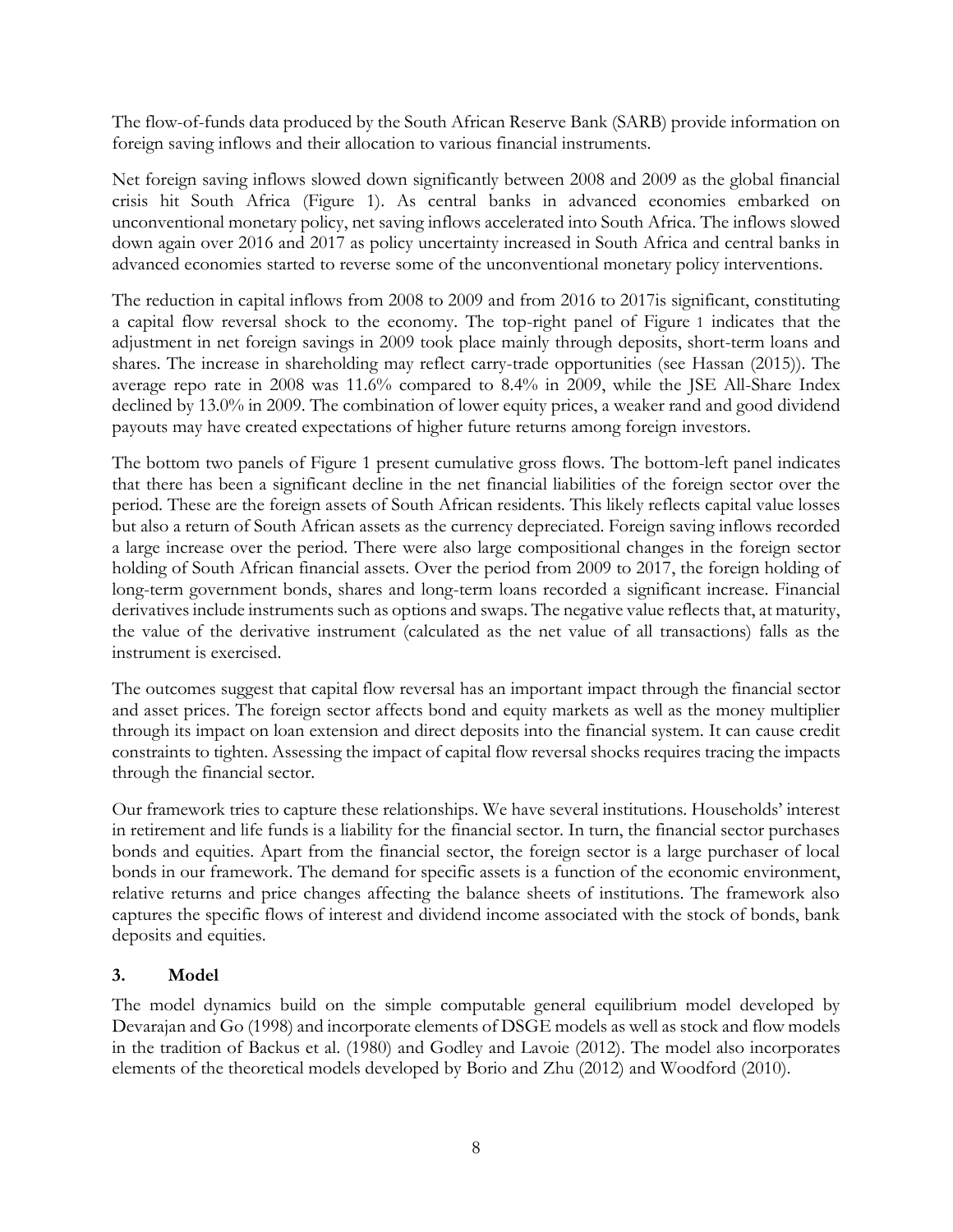The flow-of-funds data produced by the South African Reserve Bank (SARB) provide information on foreign saving inflows and their allocation to various financial instruments.

Net foreign saving inflows slowed down significantly between 2008 and 2009 as the global financial crisis hit South Africa (Figure 1). As central banks in advanced economies embarked on unconventional monetary policy, net saving inflows accelerated into South Africa. The inflows slowed down again over 2016 and 2017 as policy uncertainty increased in South Africa and central banks in advanced economies started to reverse some of the unconventional monetary policy interventions.

The reduction in capital inflows from 2008 to 2009 and from 2016 to 2017is significant, constituting a capital flow reversal shock to the economy. The top-right panel of Figure 1 indicates that the adjustment in net foreign savings in 2009 took place mainly through deposits, short-term loans and shares. The increase in shareholding may reflect carry-trade opportunities (see Hassan (2015)). The average repo rate in 2008 was 11.6% compared to 8.4% in 2009, while the JSE All-Share Index declined by 13.0% in 2009. The combination of lower equity prices, a weaker rand and good dividend payouts may have created expectations of higher future returns among foreign investors.

The bottom two panels of Figure 1 present cumulative gross flows. The bottom-left panel indicates that there has been a significant decline in the net financial liabilities of the foreign sector over the period. These are the foreign assets of South African residents. This likely reflects capital value losses but also a return of South African assets as the currency depreciated. Foreign saving inflows recorded a large increase over the period. There were also large compositional changes in the foreign sector holding of South African financial assets. Over the period from 2009 to 2017, the foreign holding of long-term government bonds, shares and long-term loans recorded a significant increase. Financial derivatives include instruments such as options and swaps. The negative value reflects that, at maturity, the value of the derivative instrument (calculated as the net value of all transactions) falls as the instrument is exercised.

The outcomes suggest that capital flow reversal has an important impact through the financial sector and asset prices. The foreign sector affects bond and equity markets as well as the money multiplier through its impact on loan extension and direct deposits into the financial system. It can cause credit constraints to tighten. Assessing the impact of capital flow reversal shocks requires tracing the impacts through the financial sector.

Our framework tries to capture these relationships. We have several institutions. Households' interest in retirement and life funds is a liability for the financial sector. In turn, the financial sector purchases bonds and equities. Apart from the financial sector, the foreign sector is a large purchaser of local bonds in our framework. The demand for specific assets is a function of the economic environment, relative returns and price changes affecting the balance sheets of institutions. The framework also captures the specific flows of interest and dividend income associated with the stock of bonds, bank deposits and equities.

## 3. Model

The model dynamics build on the simple computable general equilibrium model developed by Devarajan and Go (1998) and incorporate elements of DSGE models as well as stock and flow models in the tradition of Backus et al. (1980) and Godley and Lavoie (2012). The model also incorporates elements of the theoretical models developed by Borio and Zhu (2012) and Woodford (2010).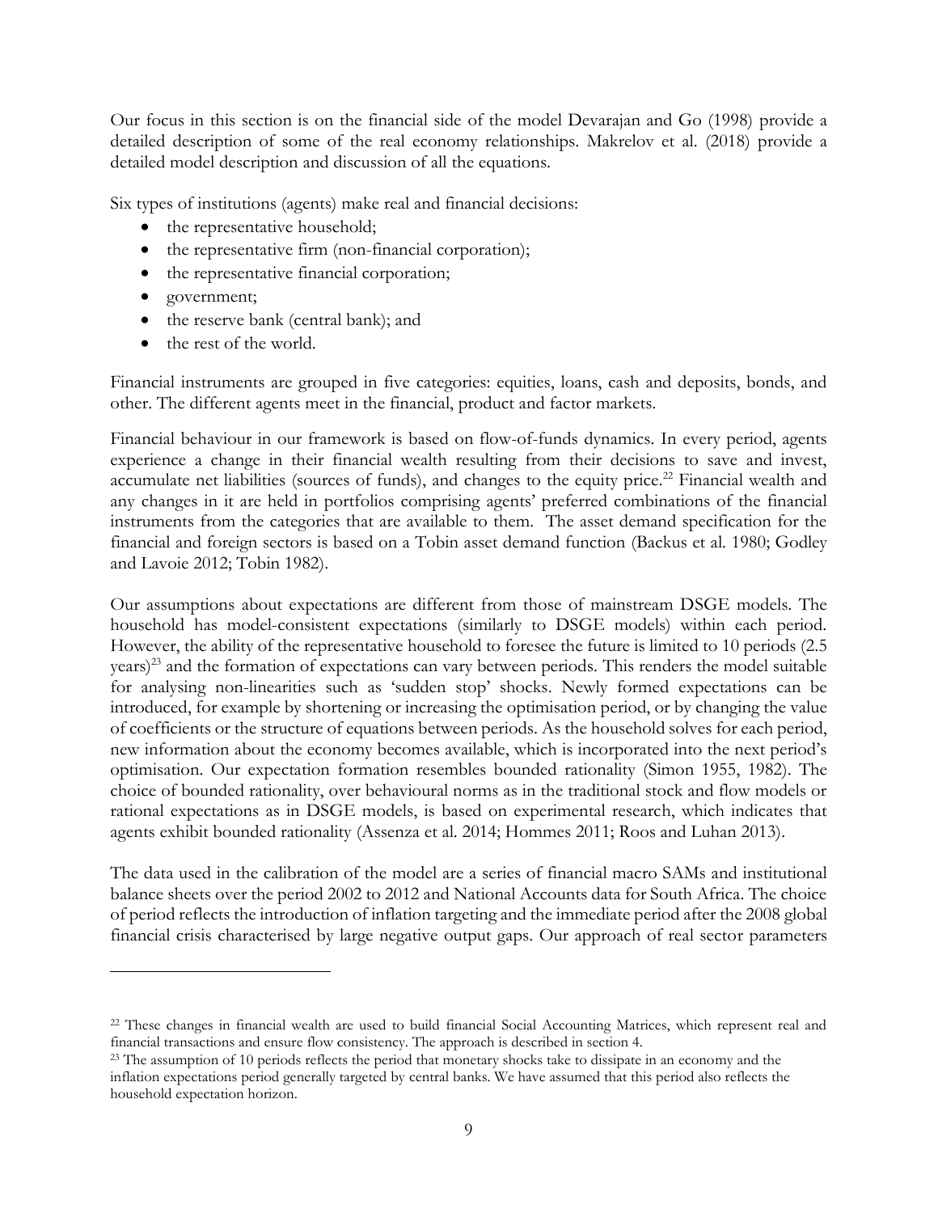Our focus in this section is on the financial side of the model Devarajan and Go (1998) provide a detailed description of some of the real economy relationships. Makrelov et al. (2018) provide a detailed model description and discussion of all the equations.

Six types of institutions (agents) make real and financial decisions:

- the representative household;
- the representative firm (non-financial corporation);
- the representative financial corporation;
- government;
- the reserve bank (central bank); and
- the rest of the world.

Financial instruments are grouped in five categories: equities, loans, cash and deposits, bonds, and other. The different agents meet in the financial, product and factor markets.

Financial behaviour in our framework is based on flow-of-funds dynamics. In every period, agents experience a change in their financial wealth resulting from their decisions to save and invest, accumulate net liabilities (sources of funds), and changes to the equity price.[22] Financial wealth and any changes in it are held in portfolios comprising agents' preferred combinations of the financial instruments from the categories that are available to them. The asset demand specification for the financial and foreign sectors is based on a Tobin asset demand function (Backus et al. 1980; Godley and Lavoie 2012; Tobin 1982).

Our assumptions about expectations are different from those of mainstream DSGE models. The household has model-consistent expectations (similarly to DSGE models) within each period. However, the ability of the representative household to foresee the future is limited to 10 periods (2.5 years)[23] and the formation of expectations can vary between periods. This renders the model suitable for analysing non-linearities such as 'sudden stop' shocks. Newly formed expectations can be introduced, for example by shortening or increasing the optimisation period, or by changing the value of coefficients or the structure of equations between periods. As the household solves for each period, new information about the economy becomes available, which is incorporated into the next period's optimisation. Our expectation formation resembles bounded rationality (Simon 1955, 1982). The choice of bounded rationality, over behavioural norms as in the traditional stock and flow models or rational expectations as in DSGE models, is based on experimental research, which indicates that agents exhibit bounded rationality (Assenza et al. 2014; Hommes 2011; Roos and Luhan 2013).

The data used in the calibration of the model are a series of financial macro SAMs and institutional balance sheets over the period 2002 to 2012 and National Accounts data for South Africa. The choice of period reflects the introduction of inflation targeting and the immediate period after the 2008 global financial crisis characterised by large negative output gaps. Our approach of real sector parameters

---

[22] These changes in financial wealth are used to build financial Social Accounting Matrices, which represent real and financial transactions and ensure flow consistency. The approach is described in section 4.

[23] The assumption of 10 periods reflects the period that monetary shocks take to dissipate in an economy and the inflation expectations period generally targeted by central banks. We have assumed that this period also reflects the household expectation horizon.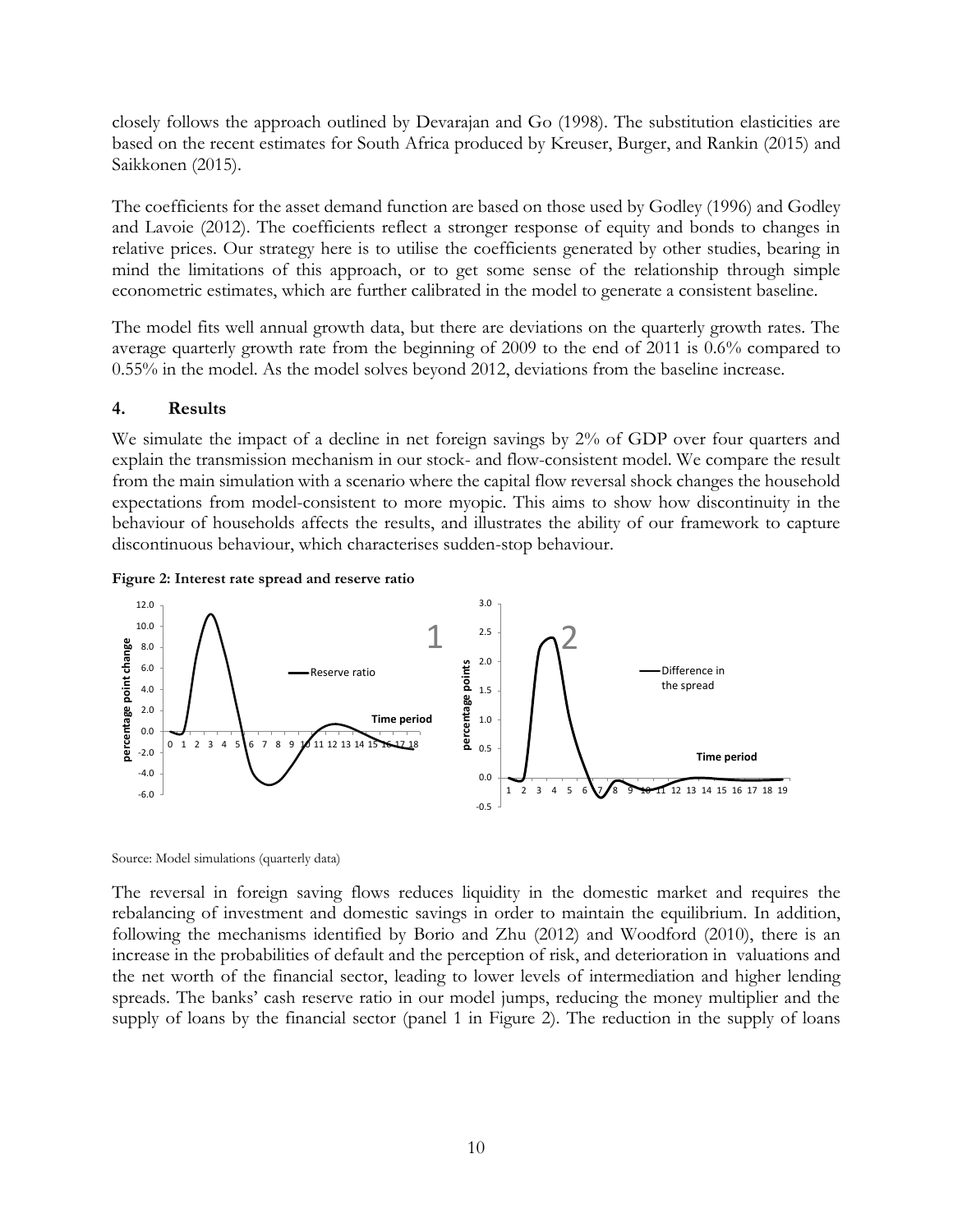closely follows the approach outlined by Devarajan and Go (1998). The substitution elasticities are based on the recent estimates for South Africa produced by Kreuser, Burger, and Rankin (2015) and Saikkonen (2015).

The coefficients for the asset demand function are based on those used by Godley (1996) and Godley and Lavoie (2012). The coefficients reflect a stronger response of equity and bonds to changes in relative prices. Our strategy here is to utilise the coefficients generated by other studies, bearing in mind the limitations of this approach, or to get some sense of the relationship through simple econometric estimates, which are further calibrated in the model to generate a consistent baseline.

The model fits well annual growth data, but there are deviations on the quarterly growth rates. The average quarterly growth rate from the beginning of 2009 to the end of 2011 is 0.6% compared to 0.55% in the model. As the model solves beyond 2012, deviations from the baseline increase.

## 4. Results

We simulate the impact of a decline in net foreign savings by 2% of GDP over four quarters and explain the transmission mechanism in our stock- and flow-consistent model. We compare the result from the main simulation with a scenario where the capital flow reversal shock changes the household expectations from model-consistent to more myopic. This aims to show how discontinuity in the behaviour of households affects the results, and illustrates the ability of our framework to capture discontinuous behaviour, which characterises sudden-stop behaviour.

**Figure 2: Interest rate spread and reserve ratio**

Source: Model simulations (quarterly data)

The reversal in foreign saving flows reduces liquidity in the domestic market and requires the rebalancing of investment and domestic savings in order to maintain the equilibrium. In addition, following the mechanisms identified by Borio and Zhu (2012) and Woodford (2010), there is an increase in the probabilities of default and the perception of risk, and deterioration in valuations and the net worth of the financial sector, leading to lower levels of intermediation and higher lending spreads. The banks' cash reserve ratio in our model jumps, reducing the money multiplier and the supply of loans by the financial sector (panel 1 in Figure 2). The reduction in the supply of loans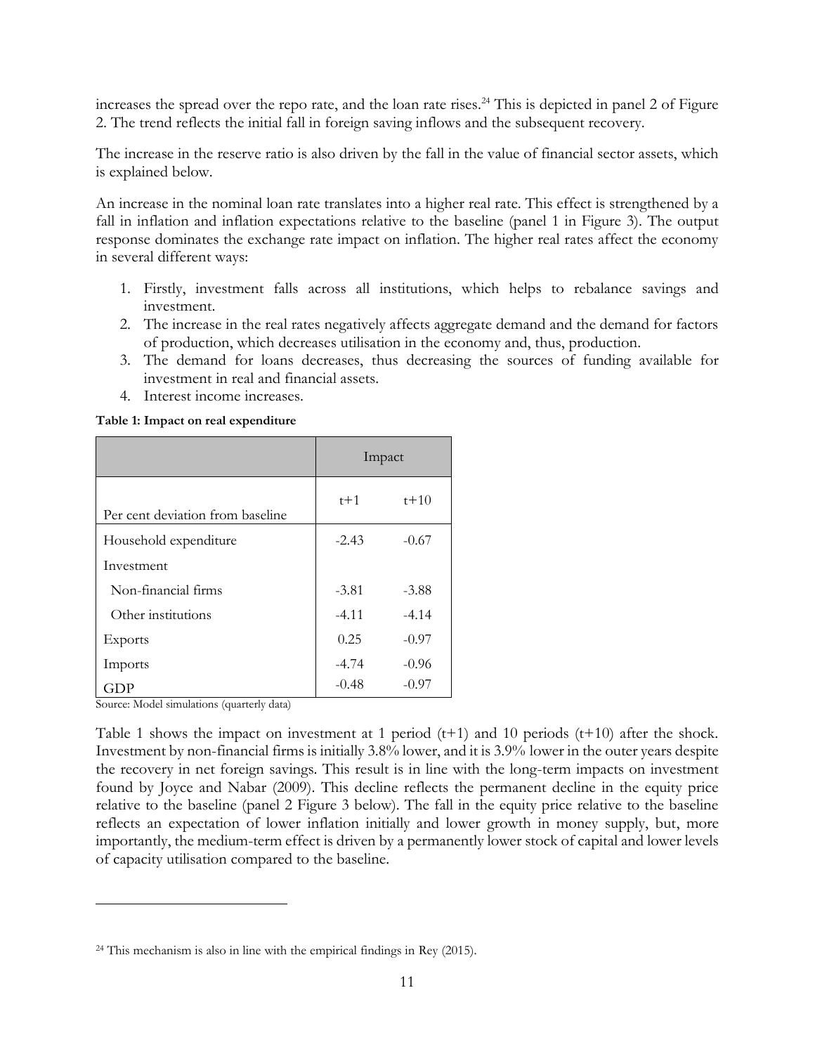increases the spread over the repo rate, and the loan rate rises.[24] This is depicted in panel 2 of Figure 2. The trend reflects the initial fall in foreign saving inflows and the subsequent recovery.

The increase in the reserve ratio is also driven by the fall in the value of financial sector assets, which is explained below.

An increase in the nominal loan rate translates into a higher real rate. This effect is strengthened by a fall in inflation and inflation expectations relative to the baseline (panel 1 in Figure 3). The output response dominates the exchange rate impact on inflation. The higher real rates affect the economy in several different ways:

1. Firstly, investment falls across all institutions, which helps to rebalance savings and investment.
2. The increase in the real rates negatively affects aggregate demand and the demand for factors of production, which decreases utilisation in the economy and, thus, production.
3. The demand for loans decreases, thus decreasing the sources of funding available for investment in real and financial assets.
4. Interest income increases.

**Table 1: Impact on real expenditure**

| | Impact | |
|---|---|---|
| Per cent deviation from baseline | t+1 | t+10 |
| Household expenditure | -2.43 | -0.67 |
| Investment | | |
| Non-financial firms | -3.81 | -3.88 |
| Other institutions | -4.11 | -4.14 |
| Exports | 0.25 | -0.97 |
| Imports | -4.74 | -0.96 |
| GDP | -0.48 | -0.97 |

Source: Model simulations (quarterly data)

Table 1 shows the impact on investment at 1 period (t+1) and 10 periods (t+10) after the shock. Investment by non-financial firms is initially 3.8% lower, and it is 3.9% lower in the outer years despite the recovery in net foreign savings. This result is in line with the long-term impacts on investment found by Joyce and Nabar (2009). This decline reflects the permanent decline in the equity price relative to the baseline (panel 2 Figure 3 below). The fall in the equity price relative to the baseline reflects an expectation of lower inflation initially and lower growth in money supply, but, more importantly, the medium-term effect is driven by a permanently lower stock of capital and lower levels of capacity utilisation compared to the baseline.

[24] This mechanism is also in line with the empirical findings in Rey (2015).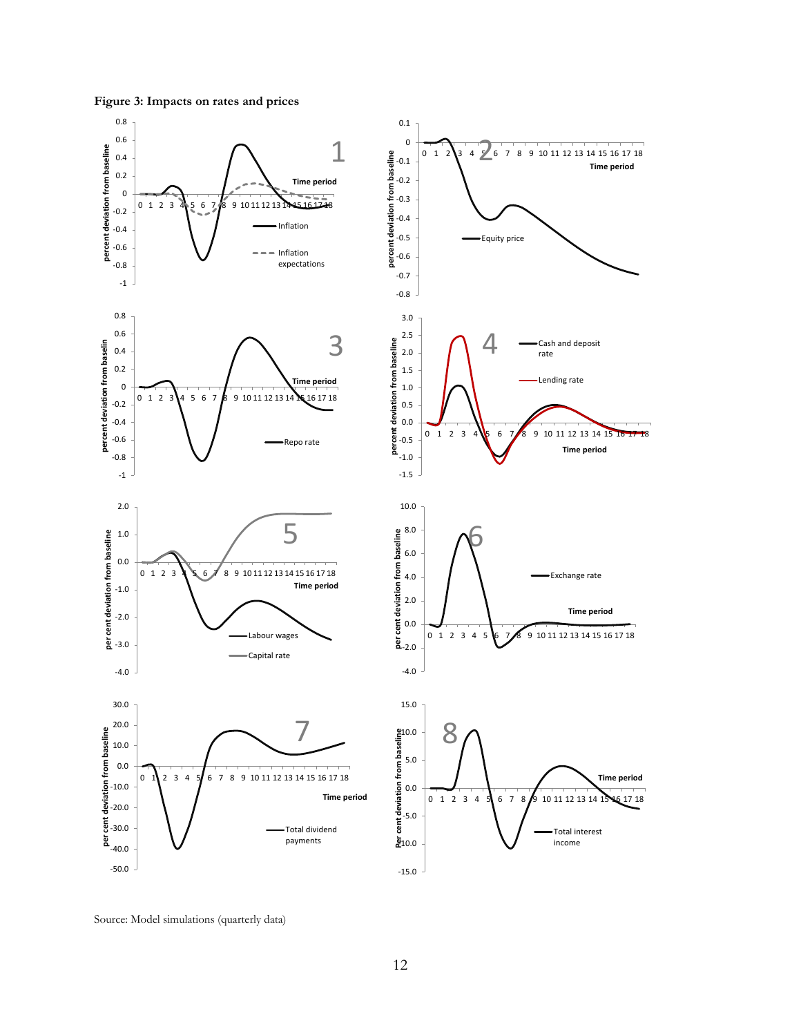**Figure 3: Impacts on rates and prices**

Source: Model simulations (quarterly data)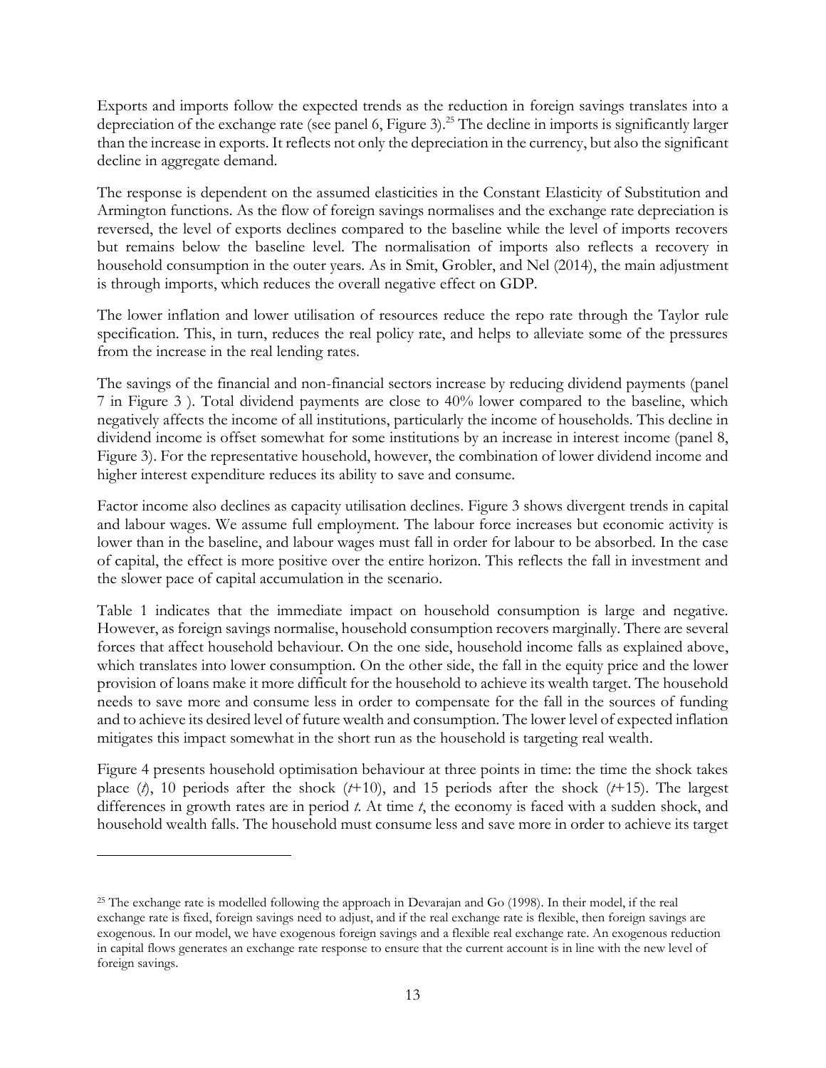Exports and imports follow the expected trends as the reduction in foreign savings translates into a depreciation of the exchange rate (see panel 6, Figure 3).[25] The decline in imports is significantly larger than the increase in exports. It reflects not only the depreciation in the currency, but also the significant decline in aggregate demand.

The response is dependent on the assumed elasticities in the Constant Elasticity of Substitution and Armington functions. As the flow of foreign savings normalises and the exchange rate depreciation is reversed, the level of exports declines compared to the baseline while the level of imports recovers but remains below the baseline level. The normalisation of imports also reflects a recovery in household consumption in the outer years. As in Smit, Grobler, and Nel (2014), the main adjustment is through imports, which reduces the overall negative effect on GDP.

The lower inflation and lower utilisation of resources reduce the repo rate through the Taylor rule specification. This, in turn, reduces the real policy rate, and helps to alleviate some of the pressures from the increase in the real lending rates.

The savings of the financial and non-financial sectors increase by reducing dividend payments (panel 7 in Figure 3 ). Total dividend payments are close to 40% lower compared to the baseline, which negatively affects the income of all institutions, particularly the income of households. This decline in dividend income is offset somewhat for some institutions by an increase in interest income (panel 8, Figure 3). For the representative household, however, the combination of lower dividend income and higher interest expenditure reduces its ability to save and consume.

Factor income also declines as capacity utilisation declines. Figure 3 shows divergent trends in capital and labour wages. We assume full employment. The labour force increases but economic activity is lower than in the baseline, and labour wages must fall in order for labour to be absorbed. In the case of capital, the effect is more positive over the entire horizon. This reflects the fall in investment and the slower pace of capital accumulation in the scenario.

Table 1 indicates that the immediate impact on household consumption is large and negative. However, as foreign savings normalise, household consumption recovers marginally. There are several forces that affect household behaviour. On the one side, household income falls as explained above, which translates into lower consumption. On the other side, the fall in the equity price and the lower provision of loans make it more difficult for the household to achieve its wealth target. The household needs to save more and consume less in order to compensate for the fall in the sources of funding and to achieve its desired level of future wealth and consumption. The lower level of expected inflation mitigates this impact somewhat in the short run as the household is targeting real wealth.

Figure 4 presents household optimisation behaviour at three points in time: the time the shock takes place ($t$), 10 periods after the shock ($t$+10), and 15 periods after the shock ($t$+15). The largest differences in growth rates are in period $t$. At time $t$, the economy is faced with a sudden shock, and household wealth falls. The household must consume less and save more in order to achieve its target

[25] The exchange rate is modelled following the approach in Devarajan and Go (1998). In their model, if the real exchange rate is fixed, foreign savings need to adjust, and if the real exchange rate is flexible, then foreign savings are exogenous. In our model, we have exogenous foreign savings and a flexible real exchange rate. An exogenous reduction in capital flows generates an exchange rate response to ensure that the current account is in line with the new level of foreign savings.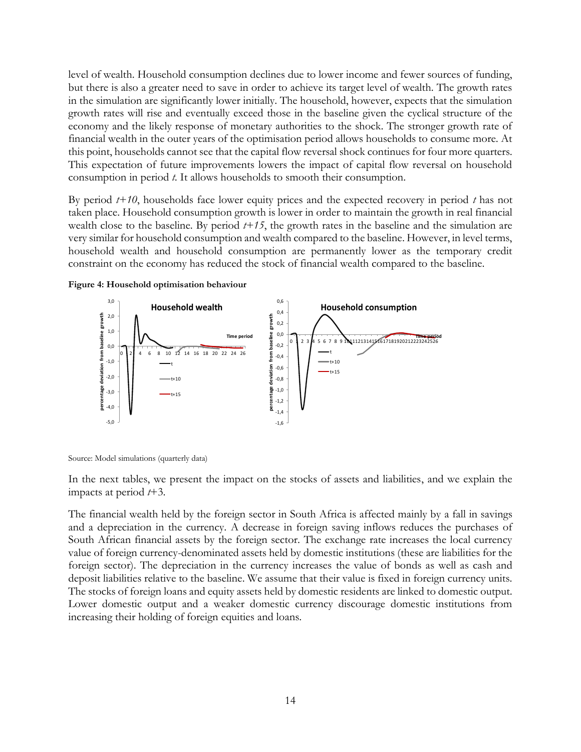level of wealth. Household consumption declines due to lower income and fewer sources of funding, but there is also a greater need to save in order to achieve its target level of wealth. The growth rates in the simulation are significantly lower initially. The household, however, expects that the simulation growth rates will rise and eventually exceed those in the baseline given the cyclical structure of the economy and the likely response of monetary authorities to the shock. The stronger growth rate of financial wealth in the outer years of the optimisation period allows households to consume more. At this point, households cannot see that the capital flow reversal shock continues for four more quarters. This expectation of future improvements lowers the impact of capital flow reversal on household consumption in period *t*. It allows households to smooth their consumption.

By period *t+10*, households face lower equity prices and the expected recovery in period *t* has not taken place. Household consumption growth is lower in order to maintain the growth in real financial wealth close to the baseline. By period *t+15*, the growth rates in the baseline and the simulation are very similar for household consumption and wealth compared to the baseline. However, in level terms, household wealth and household consumption are permanently lower as the temporary credit constraint on the economy has reduced the stock of financial wealth compared to the baseline.

**Figure 4: Household optimisation behaviour**

Source: Model simulations (quarterly data)

In the next tables, we present the impact on the stocks of assets and liabilities, and we explain the impacts at period *t*+3.

The financial wealth held by the foreign sector in South Africa is affected mainly by a fall in savings and a depreciation in the currency. A decrease in foreign saving inflows reduces the purchases of South African financial assets by the foreign sector. The exchange rate increases the local currency value of foreign currency-denominated assets held by domestic institutions (these are liabilities for the foreign sector). The depreciation in the currency increases the value of bonds as well as cash and deposit liabilities relative to the baseline. We assume that their value is fixed in foreign currency units. The stocks of foreign loans and equity assets held by domestic residents are linked to domestic output. Lower domestic output and a weaker domestic currency discourage domestic institutions from increasing their holding of foreign equities and loans.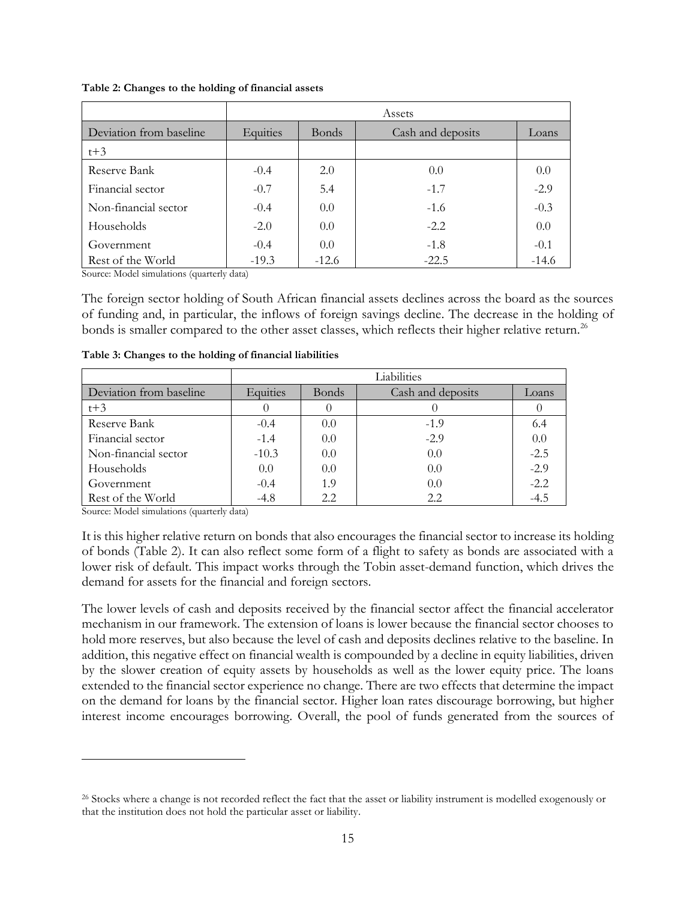**Table 2: Changes to the holding of financial assets**

| | Assets | | | |
|---|---|---|---|---|
| Deviation from baseline | Equities | Bonds | Cash and deposits | Loans |
| t+3 | | | | |
| Reserve Bank | -0.4 | 2.0 | 0.0 | 0.0 |
| Financial sector | -0.7 | 5.4 | -1.7 | -2.9 |
| Non-financial sector | -0.4 | 0.0 | -1.6 | -0.3 |
| Households | -2.0 | 0.0 | -2.2 | 0.0 |
| Government | -0.4 | 0.0 | -1.8 | -0.1 |
| Rest of the World | -19.3 | -12.6 | -22.5 | -14.6 |

Source: Model simulations (quarterly data)

The foreign sector holding of South African financial assets declines across the board as the sources of funding and, in particular, the inflows of foreign savings decline. The decrease in the holding of bonds is smaller compared to the other asset classes, which reflects their higher relative return.[26]

**Table 3: Changes to the holding of financial liabilities**

| | Liabilities | | | |
|---|---|---|---|---|
| Deviation from baseline | Equities | Bonds | Cash and deposits | Loans |
| t+3 | 0 | 0 | 0 | 0 |
| Reserve Bank | -0.4 | 0.0 | -1.9 | 6.4 |
| Financial sector | -1.4 | 0.0 | -2.9 | 0.0 |
| Non-financial sector | -10.3 | 0.0 | 0.0 | -2.5 |
| Households | 0.0 | 0.0 | 0.0 | -2.9 |
| Government | -0.4 | 1.9 | 0.0 | -2.2 |
| Rest of the World | -4.8 | 2.2 | 2.2 | -4.5 |

Source: Model simulations (quarterly data)

It is this higher relative return on bonds that also encourages the financial sector to increase its holding of bonds (Table 2). It can also reflect some form of a flight to safety as bonds are associated with a lower risk of default. This impact works through the Tobin asset-demand function, which drives the demand for assets for the financial and foreign sectors.

The lower levels of cash and deposits received by the financial sector affect the financial accelerator mechanism in our framework. The extension of loans is lower because the financial sector chooses to hold more reserves, but also because the level of cash and deposits declines relative to the baseline. In addition, this negative effect on financial wealth is compounded by a decline in equity liabilities, driven by the slower creation of equity assets by households as well as the lower equity price. The loans extended to the financial sector experience no change. There are two effects that determine the impact on the demand for loans by the financial sector. Higher loan rates discourage borrowing, but higher interest income encourages borrowing. Overall, the pool of funds generated from the sources of

[26] Stocks where a change is not recorded reflect the fact that the asset or liability instrument is modelled exogenously or that the institution does not hold the particular asset or liability.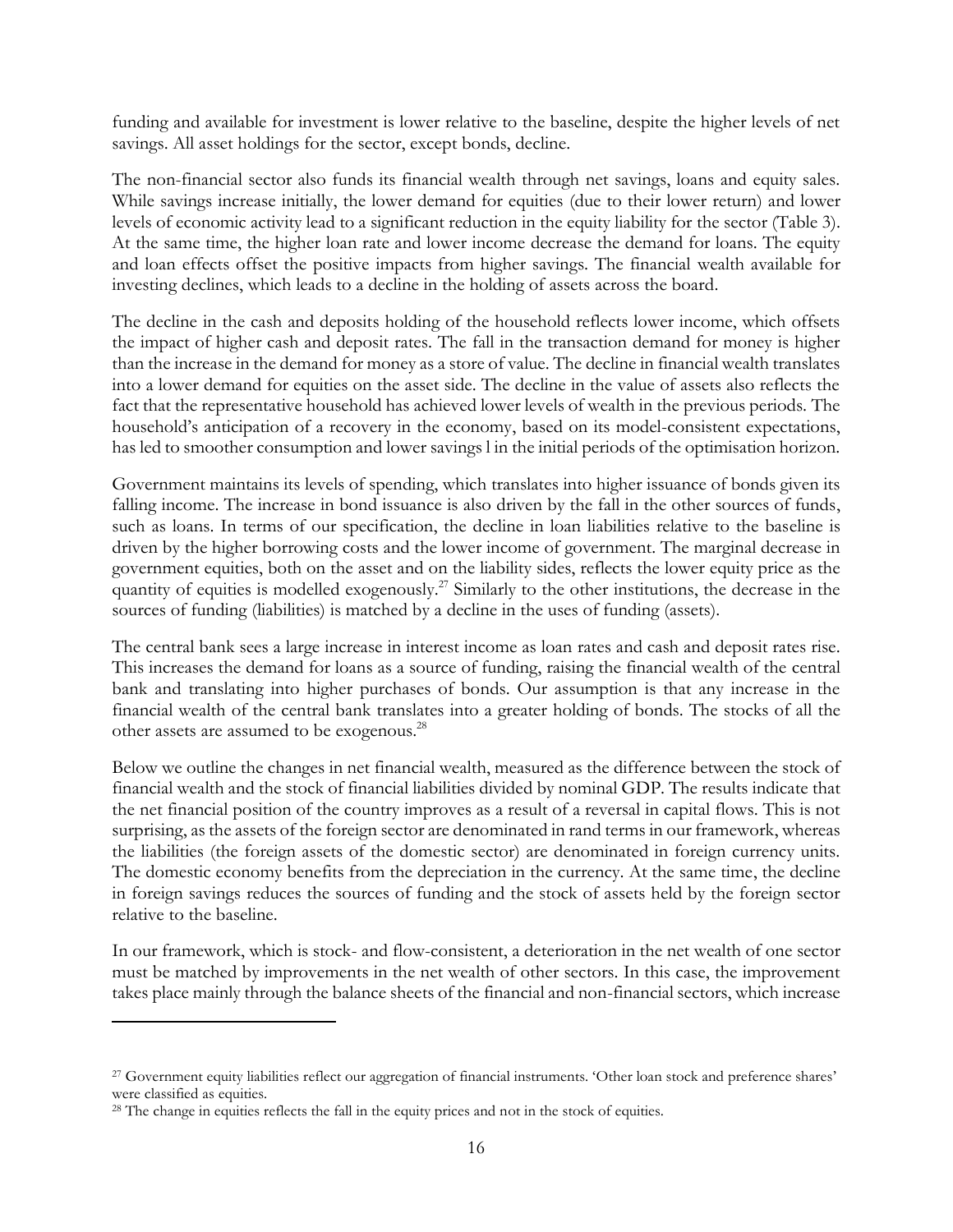funding and available for investment is lower relative to the baseline, despite the higher levels of net savings. All asset holdings for the sector, except bonds, decline.

The non-financial sector also funds its financial wealth through net savings, loans and equity sales. While savings increase initially, the lower demand for equities (due to their lower return) and lower levels of economic activity lead to a significant reduction in the equity liability for the sector (Table 3). At the same time, the higher loan rate and lower income decrease the demand for loans. The equity and loan effects offset the positive impacts from higher savings. The financial wealth available for investing declines, which leads to a decline in the holding of assets across the board.

The decline in the cash and deposits holding of the household reflects lower income, which offsets the impact of higher cash and deposit rates. The fall in the transaction demand for money is higher than the increase in the demand for money as a store of value. The decline in financial wealth translates into a lower demand for equities on the asset side. The decline in the value of assets also reflects the fact that the representative household has achieved lower levels of wealth in the previous periods. The household's anticipation of a recovery in the economy, based on its model-consistent expectations, has led to smoother consumption and lower savings l in the initial periods of the optimisation horizon.

Government maintains its levels of spending, which translates into higher issuance of bonds given its falling income. The increase in bond issuance is also driven by the fall in the other sources of funds, such as loans. In terms of our specification, the decline in loan liabilities relative to the baseline is driven by the higher borrowing costs and the lower income of government. The marginal decrease in government equities, both on the asset and on the liability sides, reflects the lower equity price as the quantity of equities is modelled exogenously.[27] Similarly to the other institutions, the decrease in the sources of funding (liabilities) is matched by a decline in the uses of funding (assets).

The central bank sees a large increase in interest income as loan rates and cash and deposit rates rise. This increases the demand for loans as a source of funding, raising the financial wealth of the central bank and translating into higher purchases of bonds. Our assumption is that any increase in the financial wealth of the central bank translates into a greater holding of bonds. The stocks of all the other assets are assumed to be exogenous.[28]

Below we outline the changes in net financial wealth, measured as the difference between the stock of financial wealth and the stock of financial liabilities divided by nominal GDP. The results indicate that the net financial position of the country improves as a result of a reversal in capital flows. This is not surprising, as the assets of the foreign sector are denominated in rand terms in our framework, whereas the liabilities (the foreign assets of the domestic sector) are denominated in foreign currency units. The domestic economy benefits from the depreciation in the currency. At the same time, the decline in foreign savings reduces the sources of funding and the stock of assets held by the foreign sector relative to the baseline.

In our framework, which is stock- and flow-consistent, a deterioration in the net wealth of one sector must be matched by improvements in the net wealth of other sectors. In this case, the improvement takes place mainly through the balance sheets of the financial and non-financial sectors, which increase

---

[27] Government equity liabilities reflect our aggregation of financial instruments. 'Other loan stock and preference shares' were classified as equities.

[28] The change in equities reflects the fall in the equity prices and not in the stock of equities.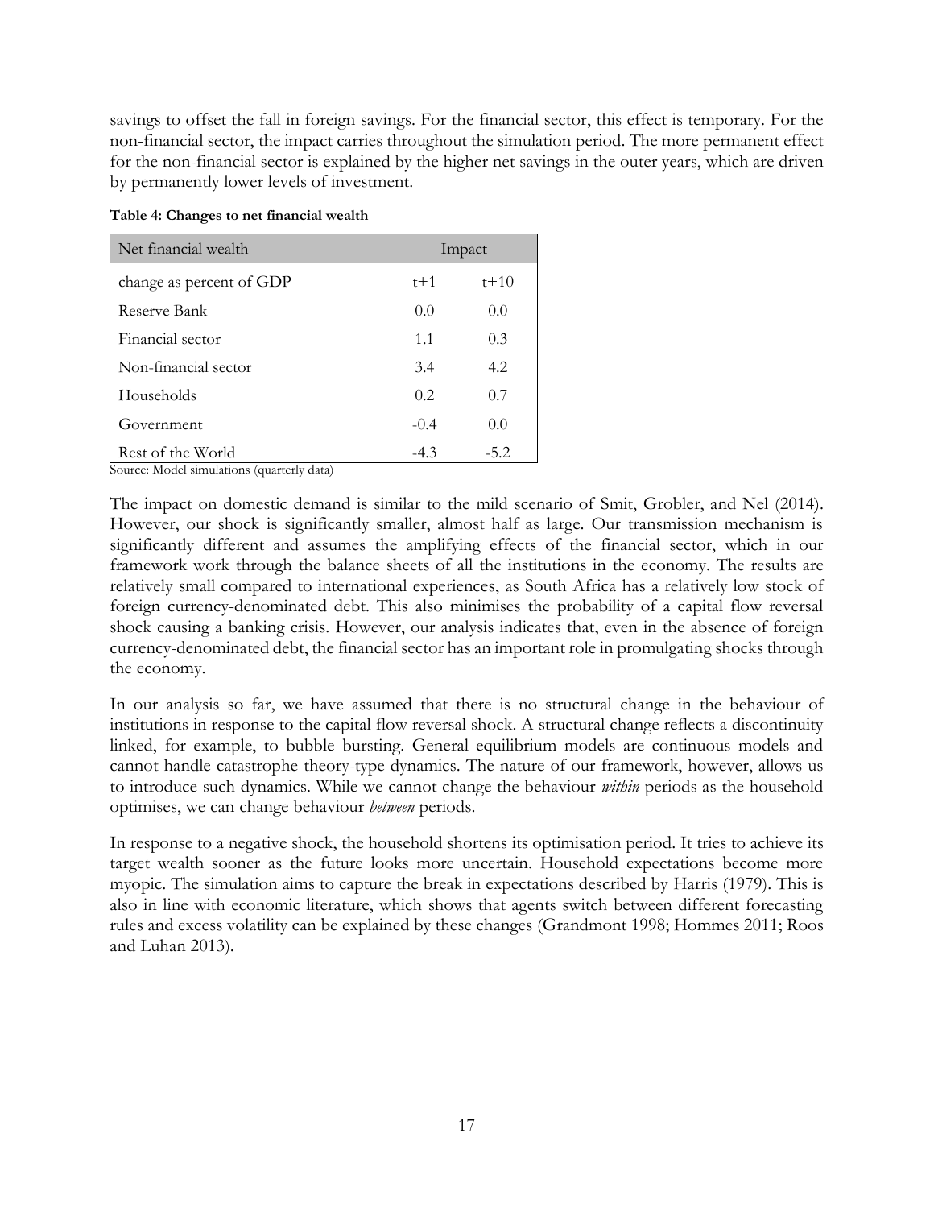savings to offset the fall in foreign savings. For the financial sector, this effect is temporary. For the non-financial sector, the impact carries throughout the simulation period. The more permanent effect for the non-financial sector is explained by the higher net savings in the outer years, which are driven by permanently lower levels of investment.

**Table 4: Changes to net financial wealth**

| Net financial wealth | Impact | |
|---|---|---|
| change as percent of GDP | t+1 | t+10 |
| Reserve Bank | 0.0 | 0.0 |
| Financial sector | 1.1 | 0.3 |
| Non-financial sector | 3.4 | 4.2 |
| Households | 0.2 | 0.7 |
| Government | -0.4 | 0.0 |
| Rest of the World | -4.3 | -5.2 |

Source: Model simulations (quarterly data)

The impact on domestic demand is similar to the mild scenario of Smit, Grobler, and Nel (2014). However, our shock is significantly smaller, almost half as large. Our transmission mechanism is significantly different and assumes the amplifying effects of the financial sector, which in our framework work through the balance sheets of all the institutions in the economy. The results are relatively small compared to international experiences, as South Africa has a relatively low stock of foreign currency-denominated debt. This also minimises the probability of a capital flow reversal shock causing a banking crisis. However, our analysis indicates that, even in the absence of foreign currency-denominated debt, the financial sector has an important role in promulgating shocks through the economy.

In our analysis so far, we have assumed that there is no structural change in the behaviour of institutions in response to the capital flow reversal shock. A structural change reflects a discontinuity linked, for example, to bubble bursting. General equilibrium models are continuous models and cannot handle catastrophe theory-type dynamics. The nature of our framework, however, allows us to introduce such dynamics. While we cannot change the behaviour *within* periods as the household optimises, we can change behaviour *between* periods.

In response to a negative shock, the household shortens its optimisation period. It tries to achieve its target wealth sooner as the future looks more uncertain. Household expectations become more myopic. The simulation aims to capture the break in expectations described by Harris (1979). This is also in line with economic literature, which shows that agents switch between different forecasting rules and excess volatility can be explained by these changes (Grandmont 1998; Hommes 2011; Roos and Luhan 2013).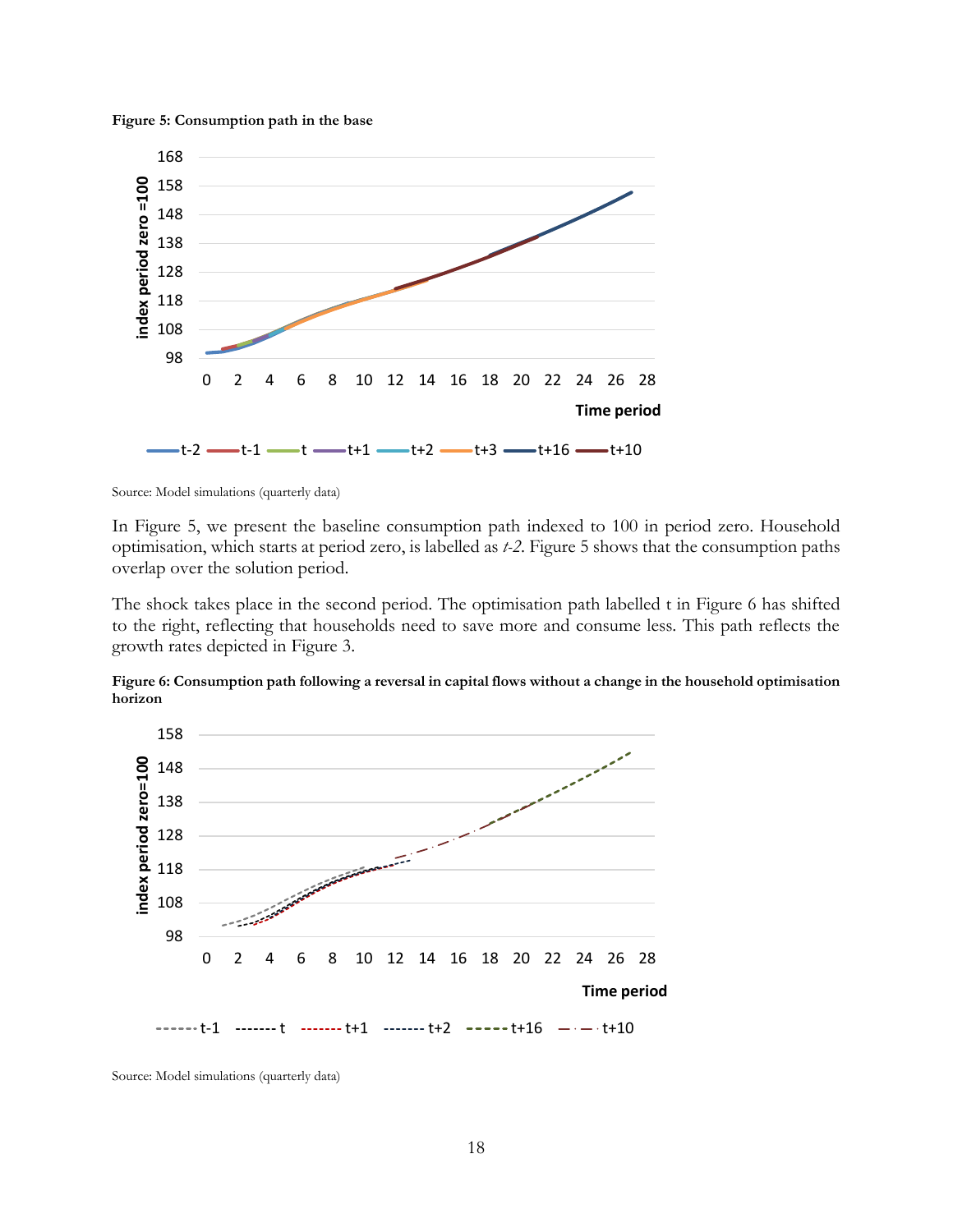**Figure 5: Consumption path in the base**

Source: Model simulations (quarterly data)

In Figure 5, we present the baseline consumption path indexed to 100 in period zero. Household optimisation, which starts at period zero, is labelled as *t-2*. Figure 5 shows that the consumption paths overlap over the solution period.

The shock takes place in the second period. The optimisation path labelled t in Figure 6 has shifted to the right, reflecting that households need to save more and consume less. This path reflects the growth rates depicted in Figure 3.

**Figure 6: Consumption path following a reversal in capital flows without a change in the household optimisation horizon**

Source: Model simulations (quarterly data)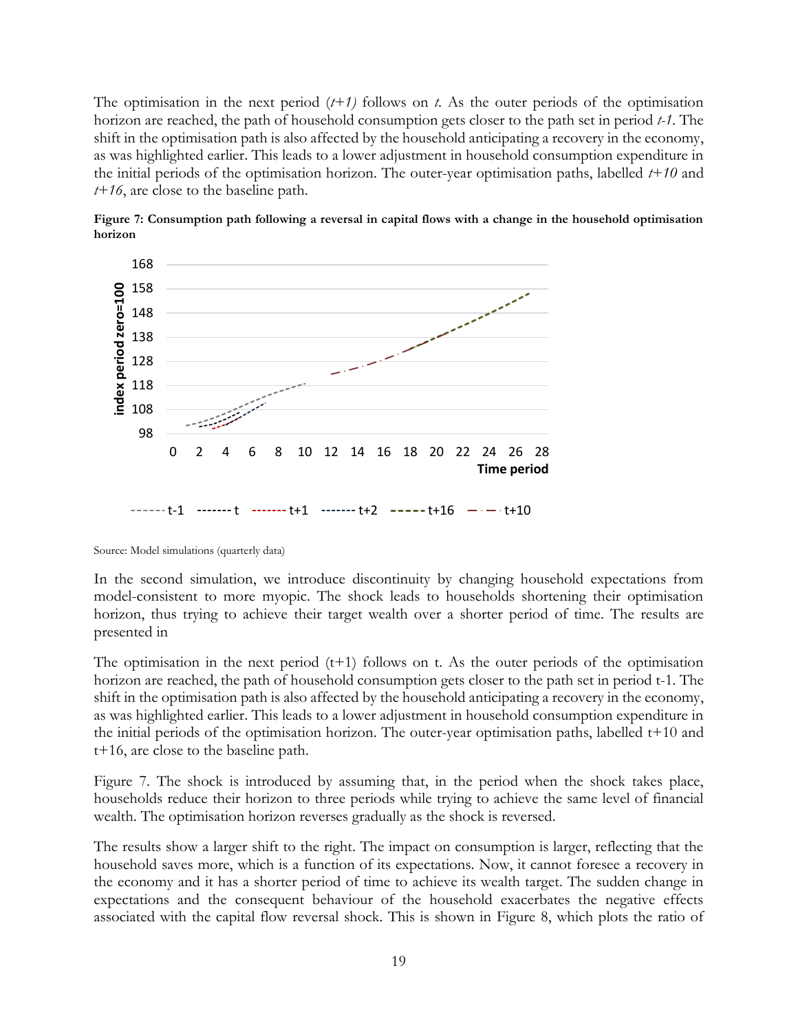The optimisation in the next period (*t+1)* follows on *t*. As the outer periods of the optimisation horizon are reached, the path of household consumption gets closer to the path set in period *t-1*. The shift in the optimisation path is also affected by the household anticipating a recovery in the economy, as was highlighted earlier. This leads to a lower adjustment in household consumption expenditure in the initial periods of the optimisation horizon. The outer-year optimisation paths, labelled *t+10* and *t+16*, are close to the baseline path.

**Figure 7: Consumption path following a reversal in capital flows with a change in the household optimisation horizon**

Source: Model simulations (quarterly data)

In the second simulation, we introduce discontinuity by changing household expectations from model-consistent to more myopic. The shock leads to households shortening their optimisation horizon, thus trying to achieve their target wealth over a shorter period of time. The results are presented in

The optimisation in the next period (t+1) follows on t. As the outer periods of the optimisation horizon are reached, the path of household consumption gets closer to the path set in period t-1. The shift in the optimisation path is also affected by the household anticipating a recovery in the economy, as was highlighted earlier. This leads to a lower adjustment in household consumption expenditure in the initial periods of the optimisation horizon. The outer-year optimisation paths, labelled t+10 and t+16, are close to the baseline path.

Figure 7. The shock is introduced by assuming that, in the period when the shock takes place, households reduce their horizon to three periods while trying to achieve the same level of financial wealth. The optimisation horizon reverses gradually as the shock is reversed.

The results show a larger shift to the right. The impact on consumption is larger, reflecting that the household saves more, which is a function of its expectations. Now, it cannot foresee a recovery in the economy and it has a shorter period of time to achieve its wealth target. The sudden change in expectations and the consequent behaviour of the household exacerbates the negative effects associated with the capital flow reversal shock. This is shown in Figure 8, which plots the ratio of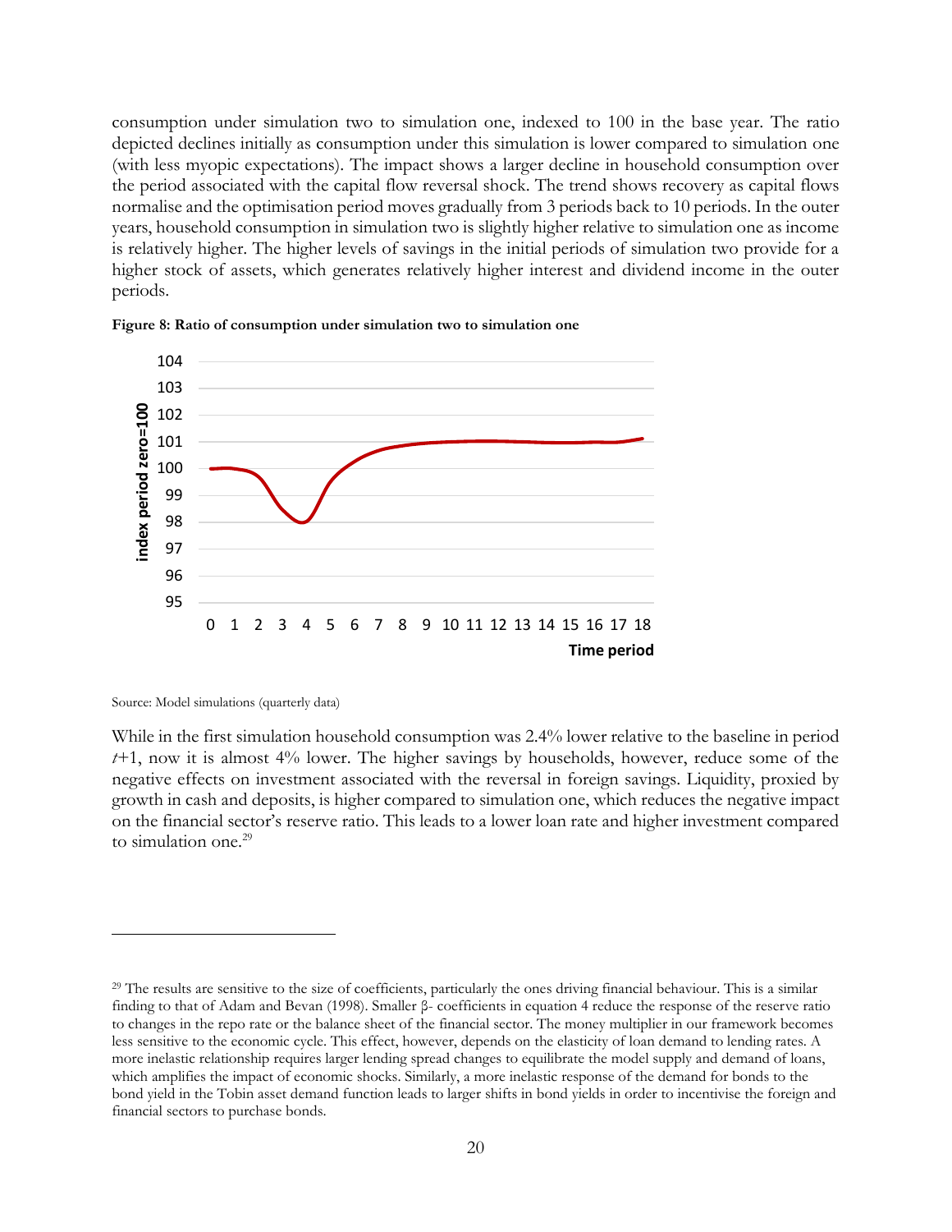consumption under simulation two to simulation one, indexed to 100 in the base year. The ratio depicted declines initially as consumption under this simulation is lower compared to simulation one (with less myopic expectations). The impact shows a larger decline in household consumption over the period associated with the capital flow reversal shock. The trend shows recovery as capital flows normalise and the optimisation period moves gradually from 3 periods back to 10 periods. In the outer years, household consumption in simulation two is slightly higher relative to simulation one as income is relatively higher. The higher levels of savings in the initial periods of simulation two provide for a higher stock of assets, which generates relatively higher interest and dividend income in the outer periods.

**Figure 8: Ratio of consumption under simulation two to simulation one**

Source: Model simulations (quarterly data)

While in the first simulation household consumption was 2.4% lower relative to the baseline in period $t$+1, now it is almost 4% lower. The higher savings by households, however, reduce some of the negative effects on investment associated with the reversal in foreign savings. Liquidity, proxied by growth in cash and deposits, is higher compared to simulation one, which reduces the negative impact on the financial sector's reserve ratio. This leads to a lower loan rate and higher investment compared to simulation one.[29]

---

[29] The results are sensitive to the size of coefficients, particularly the ones driving financial behaviour. This is a similar finding to that of Adam and Bevan (1998). Smaller β- coefficients in equation 4 reduce the response of the reserve ratio to changes in the repo rate or the balance sheet of the financial sector. The money multiplier in our framework becomes less sensitive to the economic cycle. This effect, however, depends on the elasticity of loan demand to lending rates. A more inelastic relationship requires larger lending spread changes to equilibrate the model supply and demand of loans, which amplifies the impact of economic shocks. Similarly, a more inelastic response of the demand for bonds to the bond yield in the Tobin asset demand function leads to larger shifts in bond yields in order to incentivise the foreign and financial sectors to purchase bonds.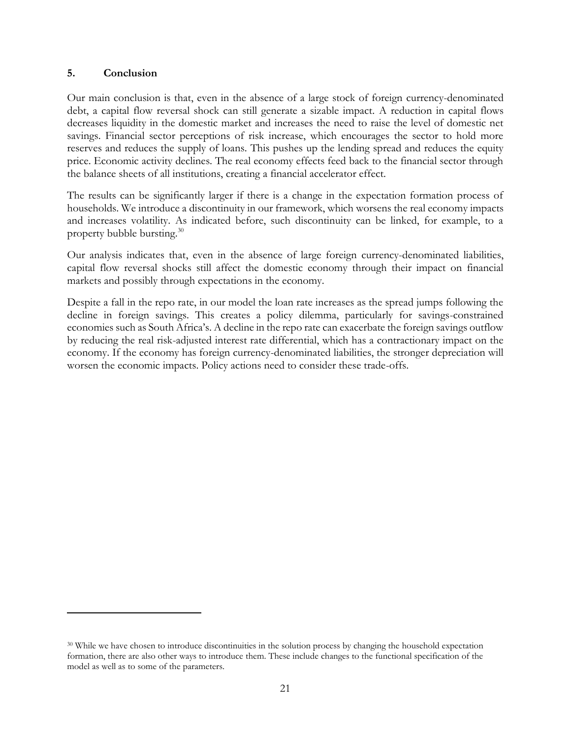## 5. Conclusion

Our main conclusion is that, even in the absence of a large stock of foreign currency-denominated debt, a capital flow reversal shock can still generate a sizable impact. A reduction in capital flows decreases liquidity in the domestic market and increases the need to raise the level of domestic net savings. Financial sector perceptions of risk increase, which encourages the sector to hold more reserves and reduces the supply of loans. This pushes up the lending spread and reduces the equity price. Economic activity declines. The real economy effects feed back to the financial sector through the balance sheets of all institutions, creating a financial accelerator effect.

The results can be significantly larger if there is a change in the expectation formation process of households. We introduce a discontinuity in our framework, which worsens the real economy impacts and increases volatility. As indicated before, such discontinuity can be linked, for example, to a property bubble bursting.[30]

Our analysis indicates that, even in the absence of large foreign currency-denominated liabilities, capital flow reversal shocks still affect the domestic economy through their impact on financial markets and possibly through expectations in the economy.

Despite a fall in the repo rate, in our model the loan rate increases as the spread jumps following the decline in foreign savings. This creates a policy dilemma, particularly for savings-constrained economies such as South Africa's. A decline in the repo rate can exacerbate the foreign savings outflow by reducing the real risk-adjusted interest rate differential, which has a contractionary impact on the economy. If the economy has foreign currency-denominated liabilities, the stronger depreciation will worsen the economic impacts. Policy actions need to consider these trade-offs.

---

[30] While we have chosen to introduce discontinuities in the solution process by changing the household expectation formation, there are also other ways to introduce them. These include changes to the functional specification of the model as well as to some of the parameters.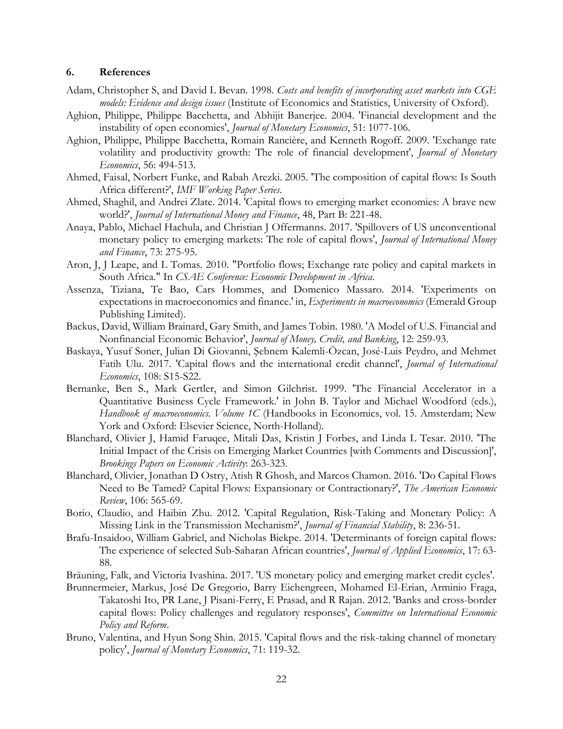## 6. References

Adam, Christopher S, and David L Bevan. 1998. *Costs and benefits of incorporating asset markets into CGE models: Evidence and design issues* (Institute of Economics and Statistics, University of Oxford).

Aghion, Philippe, Philippe Bacchetta, and Abhijit Banerjee. 2004. 'Financial development and the instability of open economies', *Journal of Monetary Economics*, 51: 1077-106.

Aghion, Philippe, Philippe Bacchetta, Romain Rancière, and Kenneth Rogoff. 2009. 'Exchange rate volatility and productivity growth: The role of financial development', *Journal of Monetary Economics*, 56: 494-513.

Ahmed, Faisal, Norbert Funke, and Rabah Arezki. 2005. 'The composition of capital flows: Is South Africa different?', *IMF Working Paper Series*.

Ahmed, Shaghil, and Andrei Zlate. 2014. 'Capital flows to emerging market economies: A brave new world?', *Journal of International Money and Finance*, 48, Part B: 221-48.

Anaya, Pablo, Michael Hachula, and Christian J Offermanns. 2017. 'Spillovers of US unconventional monetary policy to emerging markets: The role of capital flows', *Journal of International Money and Finance*, 73: 275-95.

Aron, J, J Leape, and L Tomas. 2010. "Portfolio flows; Exchange rate policy and capital markets in South Africa." In *CSAE Conference: Economic Development in Africa*.

Assenza, Tiziana, Te Bao, Cars Hommes, and Domenico Massaro. 2014. 'Experiments on expectations in macroeconomics and finance.' in, *Experiments in macroeconomics* (Emerald Group Publishing Limited).

Backus, David, William Brainard, Gary Smith, and James Tobin. 1980. 'A Model of U.S. Financial and Nonfinancial Economic Behavior', *Journal of Money, Credit, and Banking*, 12: 259-93.

Baskaya, Yusuf Soner, Julian Di Giovanni, Şebnem Kalemli-Özcan, José-Luis Peydro, and Mehmet Fatih Ulu. 2017. 'Capital flows and the international credit channel', *Journal of International Economics*, 108: S15-S22.

Bernanke, Ben S., Mark Gertler, and Simon Gilchrist. 1999. 'The Financial Accelerator in a Quantitative Business Cycle Framework.' in John B. Taylor and Michael Woodford (eds.), *Handbook of macroeconomics. Volume 1C* (Handbooks in Economics, vol. 15. Amsterdam; New York and Oxford: Elsevier Science, North-Holland).

Blanchard, Olivier J, Hamid Faruqee, Mitali Das, Kristin J Forbes, and Linda L Tesar. 2010. 'The Initial Impact of the Crisis on Emerging Market Countries [with Comments and Discussion]', *Brookings Papers on Economic Activity*: 263-323.

Blanchard, Olivier, Jonathan D Ostry, Atish R Ghosh, and Marcos Chamon. 2016. 'Do Capital Flows Need to Be Tamed? Capital Flows: Expansionary or Contractionary?', *The American Economic Review*, 106: 565-69.

Borio, Claudio, and Haibin Zhu. 2012. 'Capital Regulation, Risk-Taking and Monetary Policy: A Missing Link in the Transmission Mechanism?', *Journal of Financial Stability*, 8: 236-51.

Brafu-Insaidoo, William Gabriel, and Nicholas Biekpe. 2014. 'Determinants of foreign capital flows: The experience of selected Sub-Saharan African countries', *Journal of Applied Economics*, 17: 63-88.

Bräuning, Falk, and Victoria Ivashina. 2017. 'US monetary policy and emerging market credit cycles'.

Brunnermeier, Markus, José De Gregorio, Barry Eichengreen, Mohamed El-Erian, Arminio Fraga, Takatoshi Ito, PR Lane, J Pisani-Ferry, E Prasad, and R Rajan. 2012. 'Banks and cross-border capital flows: Policy challenges and regulatory responses', *Committee on International Economic Policy and Reform*.

Bruno, Valentina, and Hyun Song Shin. 2015. 'Capital flows and the risk-taking channel of monetary policy', *Journal of Monetary Economics*, 71: 119-32.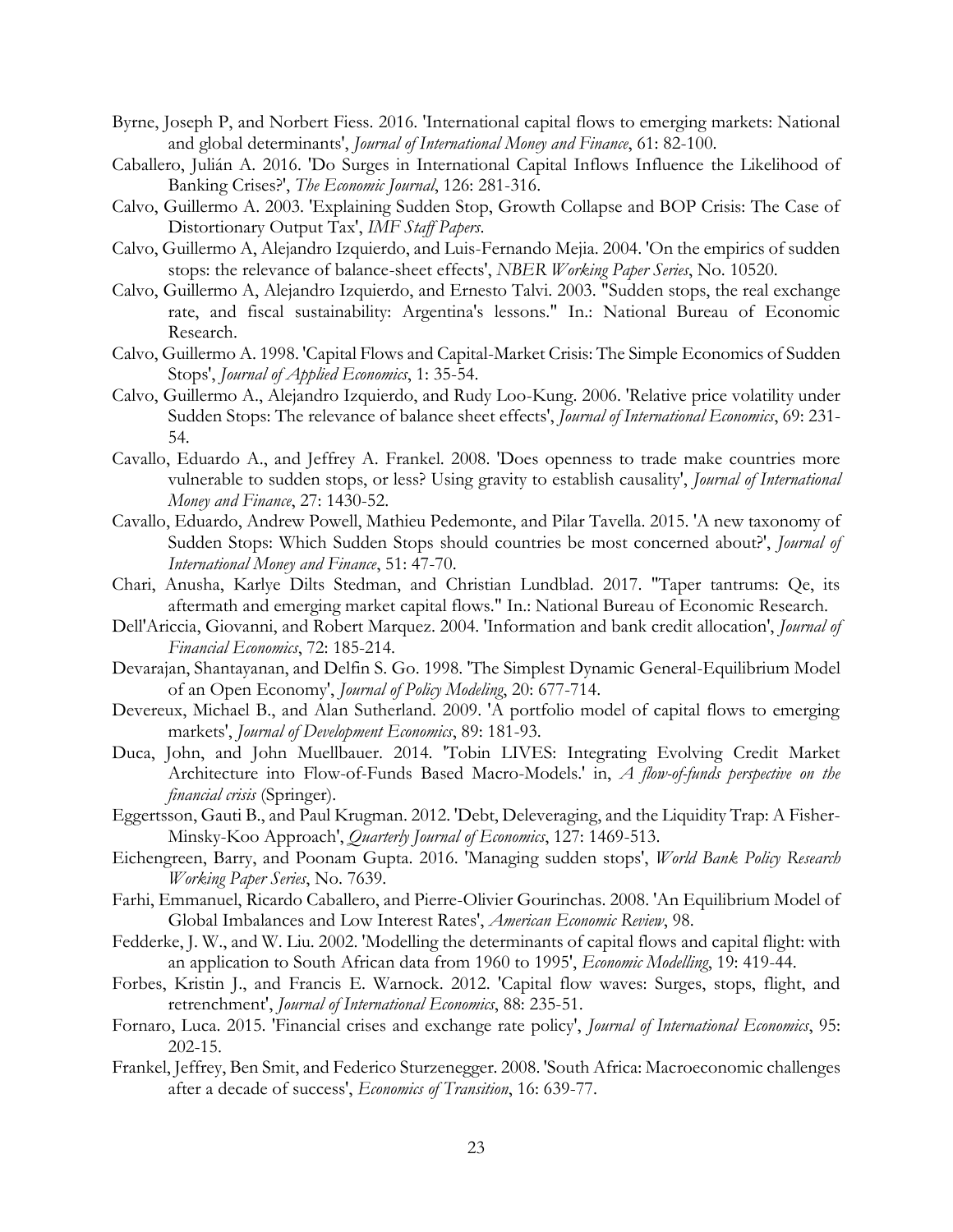Byrne, Joseph P, and Norbert Fiess. 2016. 'International capital flows to emerging markets: National and global determinants', *Journal of International Money and Finance*, 61: 82-100.

Caballero, Julián A. 2016. 'Do Surges in International Capital Inflows Influence the Likelihood of Banking Crises?', *The Economic Journal*, 126: 281-316.

Calvo, Guillermo A. 2003. 'Explaining Sudden Stop, Growth Collapse and BOP Crisis: The Case of Distortionary Output Tax', *IMF Staff Papers*.

Calvo, Guillermo A, Alejandro Izquierdo, and Luis-Fernando Mejia. 2004. 'On the empirics of sudden stops: the relevance of balance-sheet effects', *NBER Working Paper Series*, No. 10520.

Calvo, Guillermo A, Alejandro Izquierdo, and Ernesto Talvi. 2003. "Sudden stops, the real exchange rate, and fiscal sustainability: Argentina's lessons." In.: National Bureau of Economic Research.

Calvo, Guillermo A. 1998. 'Capital Flows and Capital-Market Crisis: The Simple Economics of Sudden Stops', *Journal of Applied Economics*, 1: 35-54.

Calvo, Guillermo A., Alejandro Izquierdo, and Rudy Loo-Kung. 2006. 'Relative price volatility under Sudden Stops: The relevance of balance sheet effects', *Journal of International Economics*, 69: 231-54.

Cavallo, Eduardo A., and Jeffrey A. Frankel. 2008. 'Does openness to trade make countries more vulnerable to sudden stops, or less? Using gravity to establish causality', *Journal of International Money and Finance*, 27: 1430-52.

Cavallo, Eduardo, Andrew Powell, Mathieu Pedemonte, and Pilar Tavella. 2015. 'A new taxonomy of Sudden Stops: Which Sudden Stops should countries be most concerned about?', *Journal of International Money and Finance*, 51: 47-70.

Chari, Anusha, Karlye Dilts Stedman, and Christian Lundblad. 2017. "Taper tantrums: Qe, its aftermath and emerging market capital flows." In.: National Bureau of Economic Research.

Dell'Ariccia, Giovanni, and Robert Marquez. 2004. 'Information and bank credit allocation', *Journal of Financial Economics*, 72: 185-214.

Devarajan, Shantayanan, and Delfin S. Go. 1998. 'The Simplest Dynamic General-Equilibrium Model of an Open Economy', *Journal of Policy Modeling*, 20: 677-714.

Devereux, Michael B., and Alan Sutherland. 2009. 'A portfolio model of capital flows to emerging markets', *Journal of Development Economics*, 89: 181-93.

Duca, John, and John Muellbauer. 2014. 'Tobin LIVES: Integrating Evolving Credit Market Architecture into Flow-of-Funds Based Macro-Models.' in, *A flow-of-funds perspective on the financial crisis* (Springer).

Eggertsson, Gauti B., and Paul Krugman. 2012. 'Debt, Deleveraging, and the Liquidity Trap: A Fisher-Minsky-Koo Approach', *Quarterly Journal of Economics*, 127: 1469-513.

Eichengreen, Barry, and Poonam Gupta. 2016. 'Managing sudden stops', *World Bank Policy Research Working Paper Series*, No. 7639.

Farhi, Emmanuel, Ricardo Caballero, and Pierre-Olivier Gourinchas. 2008. 'An Equilibrium Model of Global Imbalances and Low Interest Rates', *American Economic Review*, 98.

Fedderke, J. W., and W. Liu. 2002. 'Modelling the determinants of capital flows and capital flight: with an application to South African data from 1960 to 1995', *Economic Modelling*, 19: 419-44.

Forbes, Kristin J., and Francis E. Warnock. 2012. 'Capital flow waves: Surges, stops, flight, and retrenchment', *Journal of International Economics*, 88: 235-51.

Fornaro, Luca. 2015. 'Financial crises and exchange rate policy', *Journal of International Economics*, 95: 202-15.

Frankel, Jeffrey, Ben Smit, and Federico Sturzenegger. 2008. 'South Africa: Macroeconomic challenges after a decade of success', *Economics of Transition*, 16: 639-77.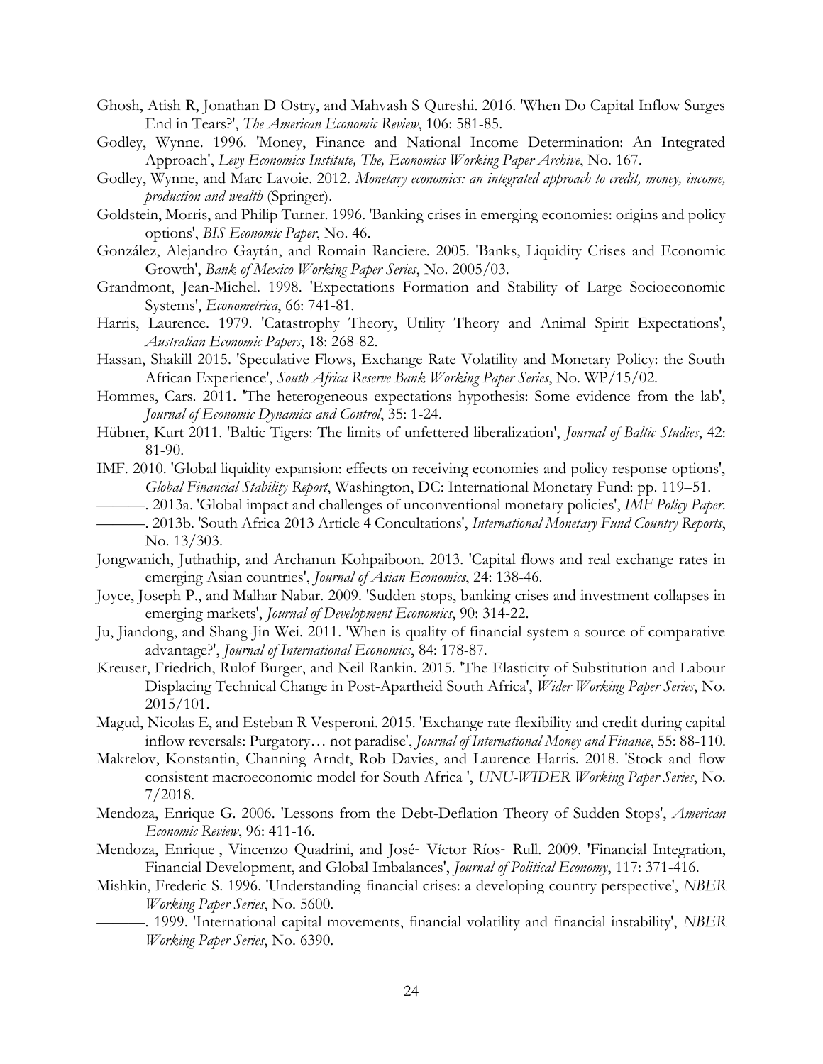Ghosh, Atish R, Jonathan D Ostry, and Mahvash S Qureshi. 2016. 'When Do Capital Inflow Surges End in Tears?', *The American Economic Review*, 106: 581-85.

Godley, Wynne. 1996. 'Money, Finance and National Income Determination: An Integrated Approach', *Levy Economics Institute, The, Economics Working Paper Archive*, No. 167.

Godley, Wynne, and Marc Lavoie. 2012. *Monetary economics: an integrated approach to credit, money, income, production and wealth* (Springer).

Goldstein, Morris, and Philip Turner. 1996. 'Banking crises in emerging economies: origins and policy options', *BIS Economic Paper*, No. 46.

González, Alejandro Gaytán, and Romain Ranciere. 2005. 'Banks, Liquidity Crises and Economic Growth', *Bank of Mexico Working Paper Series*, No. 2005/03.

Grandmont, Jean-Michel. 1998. 'Expectations Formation and Stability of Large Socioeconomic Systems', *Econometrica*, 66: 741-81.

Harris, Laurence. 1979. 'Catastrophy Theory, Utility Theory and Animal Spirit Expectations', *Australian Economic Papers*, 18: 268-82.

Hassan, Shakill 2015. 'Speculative Flows, Exchange Rate Volatility and Monetary Policy: the South African Experience', *South Africa Reserve Bank Working Paper Series*, No. WP/15/02.

Hommes, Cars. 2011. 'The heterogeneous expectations hypothesis: Some evidence from the lab', *Journal of Economic Dynamics and Control*, 35: 1-24.

Hübner, Kurt 2011. 'Baltic Tigers: The limits of unfettered liberalization', *Journal of Baltic Studies*, 42: 81-90.

IMF. 2010. 'Global liquidity expansion: effects on receiving economies and policy response options', *Global Financial Stability Report*, Washington, DC: International Monetary Fund: pp. 119–51.

———. 2013a. 'Global impact and challenges of unconventional monetary policies', *IMF Policy Paper*.

———. 2013b. 'South Africa 2013 Article 4 Concultations', *International Monetary Fund Country Reports*, No. 13/303.

Jongwanich, Juthathip, and Archanun Kohpaiboon. 2013. 'Capital flows and real exchange rates in emerging Asian countries', *Journal of Asian Economics*, 24: 138-46.

Joyce, Joseph P., and Malhar Nabar. 2009. 'Sudden stops, banking crises and investment collapses in emerging markets', *Journal of Development Economics*, 90: 314-22.

Ju, Jiandong, and Shang-Jin Wei. 2011. 'When is quality of financial system a source of comparative advantage?', *Journal of International Economics*, 84: 178-87.

Kreuser, Friedrich, Rulof Burger, and Neil Rankin. 2015. 'The Elasticity of Substitution and Labour Displacing Technical Change in Post-Apartheid South Africa', *Wider Working Paper Series*, No. 2015/101.

Magud, Nicolas E, and Esteban R Vesperoni. 2015. 'Exchange rate flexibility and credit during capital inflow reversals: Purgatory… not paradise', *Journal of International Money and Finance*, 55: 88-110.

Makrelov, Konstantin, Channing Arndt, Rob Davies, and Laurence Harris. 2018. 'Stock and flow consistent macroeconomic model for South Africa ', *UNU-WIDER Working Paper Series*, No. 7/2018.

Mendoza, Enrique G. 2006. 'Lessons from the Debt-Deflation Theory of Sudden Stops', *American Economic Review*, 96: 411-16.

Mendoza, Enrique , Vincenzo Quadrini, and José‐ Víctor Ríos‐ Rull. 2009. 'Financial Integration, Financial Development, and Global Imbalances', *Journal of Political Economy*, 117: 371-416.

Mishkin, Frederic S. 1996. 'Understanding financial crises: a developing country perspective', *NBER Working Paper Series*, No. 5600.

———. 1999. 'International capital movements, financial volatility and financial instability', *NBER Working Paper Series*, No. 6390.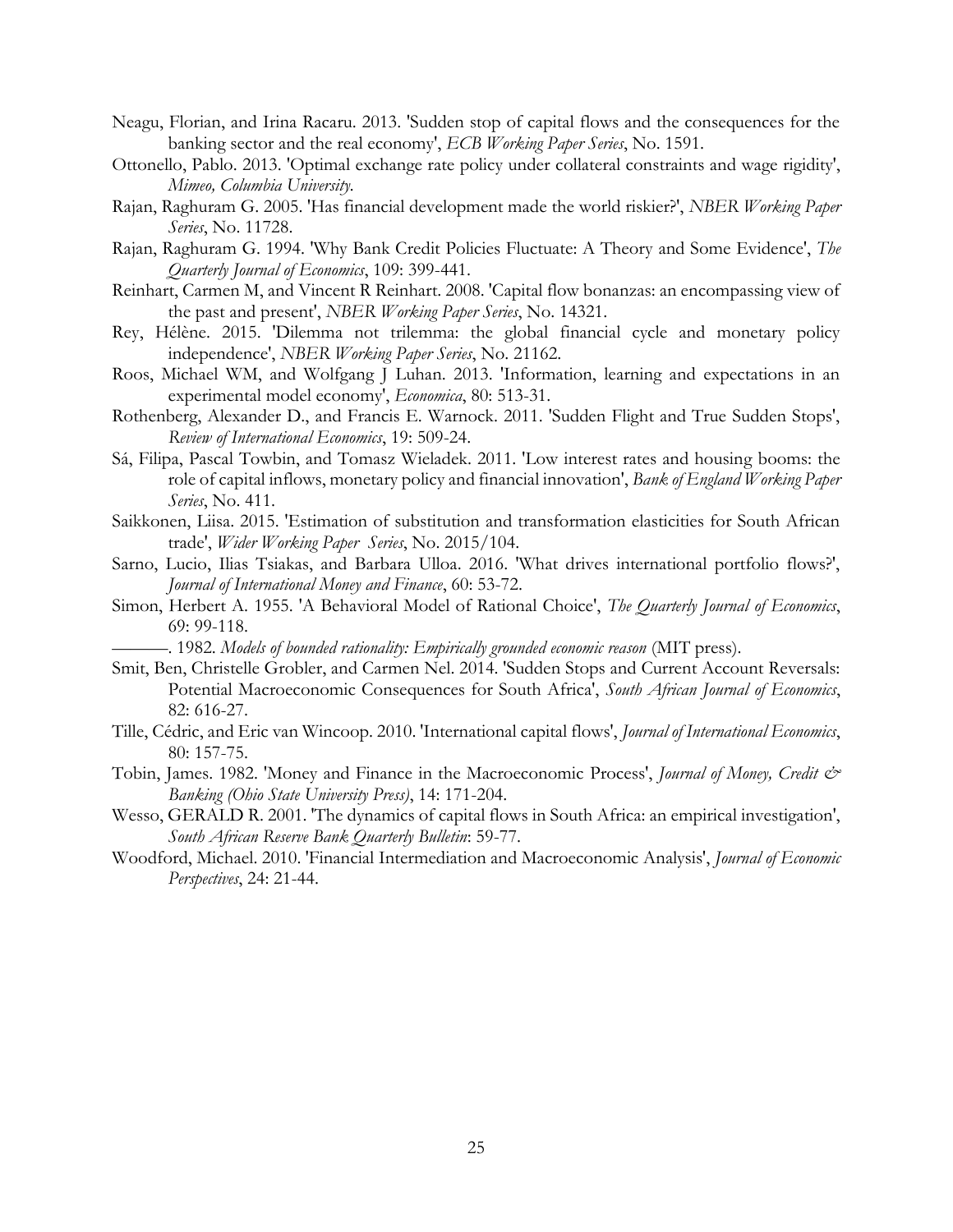Neagu, Florian, and Irina Racaru. 2013. 'Sudden stop of capital flows and the consequences for the banking sector and the real economy', *ECB Working Paper Series*, No. 1591.

Ottonello, Pablo. 2013. 'Optimal exchange rate policy under collateral constraints and wage rigidity', *Mimeo, Columbia University.*

Rajan, Raghuram G. 2005. 'Has financial development made the world riskier?', *NBER Working Paper Series*, No. 11728.

Rajan, Raghuram G. 1994. 'Why Bank Credit Policies Fluctuate: A Theory and Some Evidence', *The Quarterly Journal of Economics*, 109: 399-441.

Reinhart, Carmen M, and Vincent R Reinhart. 2008. 'Capital flow bonanzas: an encompassing view of the past and present', *NBER Working Paper Series*, No. 14321.

Rey, Hélène. 2015. 'Dilemma not trilemma: the global financial cycle and monetary policy independence', *NBER Working Paper Series*, No. 21162.

Roos, Michael WM, and Wolfgang J Luhan. 2013. 'Information, learning and expectations in an experimental model economy', *Economica*, 80: 513-31.

Rothenberg, Alexander D., and Francis E. Warnock. 2011. 'Sudden Flight and True Sudden Stops', *Review of International Economics*, 19: 509-24.

Sá, Filipa, Pascal Towbin, and Tomasz Wieladek. 2011. 'Low interest rates and housing booms: the role of capital inflows, monetary policy and financial innovation', *Bank of England Working Paper Series*, No. 411.

Saikkonen, Liisa. 2015. 'Estimation of substitution and transformation elasticities for South African trade', *Wider Working Paper Series*, No. 2015/104.

Sarno, Lucio, Ilias Tsiakas, and Barbara Ulloa. 2016. 'What drives international portfolio flows?', *Journal of International Money and Finance*, 60: 53-72.

Simon, Herbert A. 1955. 'A Behavioral Model of Rational Choice', *The Quarterly Journal of Economics*, 69: 99-118.

———. 1982. *Models of bounded rationality: Empirically grounded economic reason* (MIT press).

Smit, Ben, Christelle Grobler, and Carmen Nel. 2014. 'Sudden Stops and Current Account Reversals: Potential Macroeconomic Consequences for South Africa', *South African Journal of Economics*, 82: 616-27.

Tille, Cédric, and Eric van Wincoop. 2010. 'International capital flows', *Journal of International Economics*, 80: 157-75.

Tobin, James. 1982. 'Money and Finance in the Macroeconomic Process', *Journal of Money, Credit & Banking (Ohio State University Press)*, 14: 171-204.

Wesso, GERALD R. 2001. 'The dynamics of capital flows in South Africa: an empirical investigation', *South African Reserve Bank Quarterly Bulletin*: 59-77.

Woodford, Michael. 2010. 'Financial Intermediation and Macroeconomic Analysis', *Journal of Economic Perspectives*, 24: 21-44.